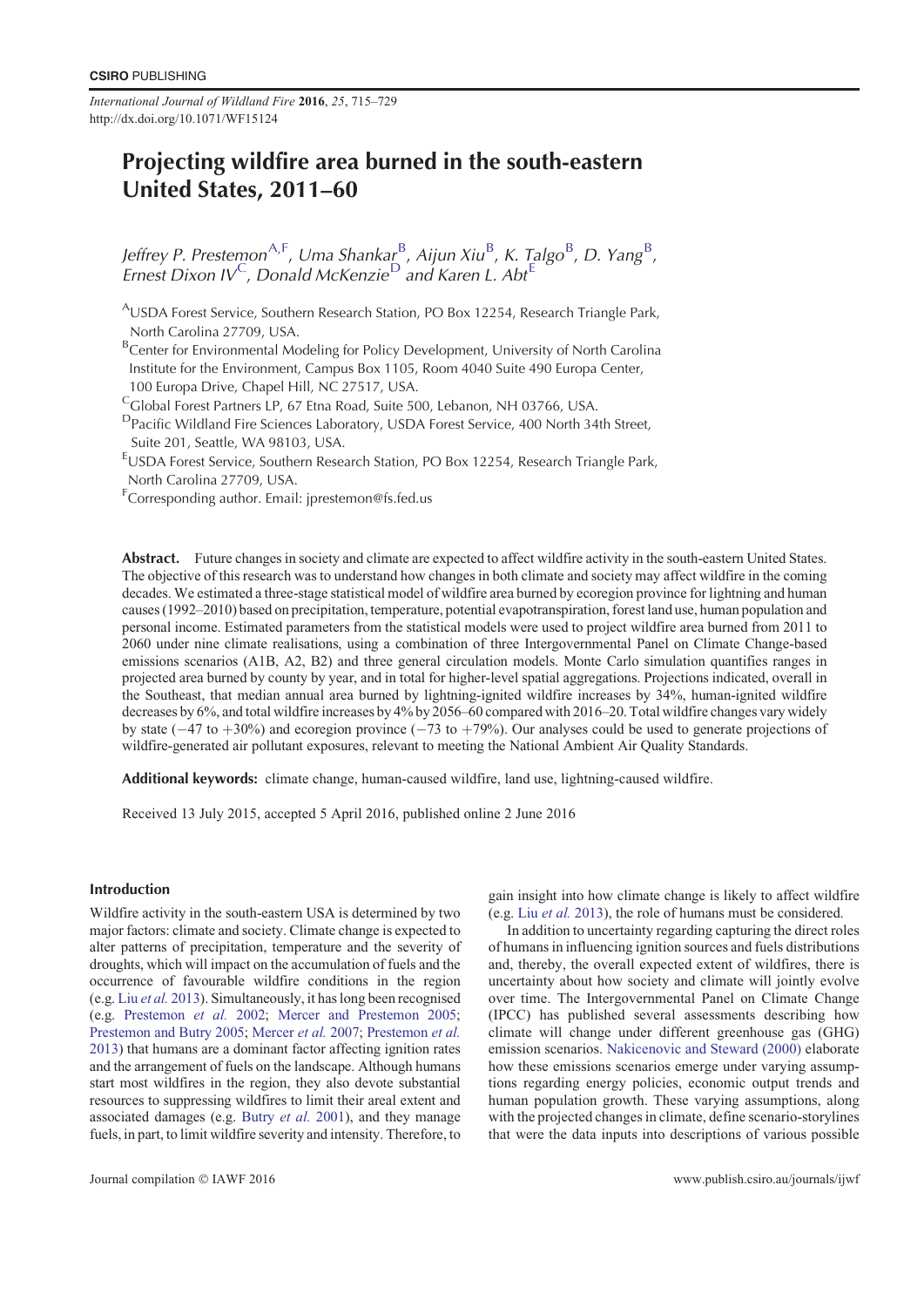# Projecting wildfire area burned in the south-eastern United States, 2011–60

*Jeffrey P. Prestemon*[A,F], *Uma Shankar*[B], *Aijun Xiu*[B], *K. Talgo*[B], *D. Yang*[B], *Ernest Dixon IV*[C], *Donald McKenzie*[D] and *Karen L. Abt*[E]

[A]USDA Forest Service, Southern Research Station, PO Box 12254, Research Triangle Park, North Carolina 27709, USA.

[B]Center for Environmental Modeling for Policy Development, University of North Carolina Institute for the Environment, Campus Box 1105, Room 4040 Suite 490 Europa Center, 100 Europa Drive, Chapel Hill, NC 27517, USA.

[C]Global Forest Partners LP, 67 Etna Road, Suite 500, Lebanon, NH 03766, USA.

[D]Pacific Wildland Fire Sciences Laboratory, USDA Forest Service, 400 North 34th Street, Suite 201, Seattle, WA 98103, USA.

[E]USDA Forest Service, Southern Research Station, PO Box 12254, Research Triangle Park, North Carolina 27709, USA.

[F]Corresponding author. Email: jprestemon@fs.fed.us

**Abstract.** Future changes in society and climate are expected to affect wildfire activity in the south-eastern United States. The objective of this research was to understand how changes in both climate and society may affect wildfire in the coming decades. We estimated a three-stage statistical model of wildfire area burned by ecoregion province for lightning and human causes (1992–2010) based on precipitation, temperature, potential evapotranspiration, forest land use, human population and personal income. Estimated parameters from the statistical models were used to project wildfire area burned from 2011 to 2060 under nine climate realisations, using a combination of three Intergovernmental Panel on Climate Change-based emissions scenarios (A1B, A2, B2) and three general circulation models. Monte Carlo simulation quantifies ranges in projected area burned by county by year, and in total for higher-level spatial aggregations. Projections indicated, overall in the Southeast, that median annual area burned by lightning-ignited wildfire increases by 34%, human-ignited wildfire decreases by 6%, and total wildfire increases by 4% by 2056–60 compared with 2016–20. Total wildfire changes vary widely by state (−47 to +30%) and ecoregion province (−73 to +79%). Our analyses could be used to generate projections of wildfire-generated air pollutant exposures, relevant to meeting the National Ambient Air Quality Standards.

**Additional keywords:** climate change, human-caused wildfire, land use, lightning-caused wildfire.

Received 13 July 2015, accepted 5 April 2016, published online 2 June 2016

## Introduction

Wildfire activity in the south-eastern USA is determined by two major factors: climate and society. Climate change is expected to alter patterns of precipitation, temperature and the severity of droughts, which will impact on the accumulation of fuels and the occurrence of favourable wildfire conditions in the region (e.g. Liu *et al.* 2013). Simultaneously, it has long been recognised (e.g. Prestemon *et al.* 2002; Mercer and Prestemon 2005; Prestemon and Butry 2005; Mercer *et al.* 2007; Prestemon *et al.* 2013) that humans are a dominant factor affecting ignition rates and the arrangement of fuels on the landscape. Although humans start most wildfires in the region, they also devote substantial resources to suppressing wildfires to limit their areal extent and associated damages (e.g. Butry *et al.* 2001), and they manage fuels, in part, to limit wildfire severity and intensity. Therefore, to gain insight into how climate change is likely to affect wildfire (e.g. Liu *et al.* 2013), the role of humans must be considered.

In addition to uncertainty regarding capturing the direct roles of humans in influencing ignition sources and fuels distributions and, thereby, the overall expected extent of wildfires, there is uncertainty about how society and climate will jointly evolve over time. The Intergovernmental Panel on Climate Change (IPCC) has published several assessments describing how climate will change under different greenhouse gas (GHG) emission scenarios. Nakicenovic and Steward (2000) elaborate how these emissions scenarios emerge under varying assumptions regarding energy policies, economic output trends and human population growth. These varying assumptions, along with the projected changes in climate, define scenario-storylines that were the data inputs into descriptions of various possible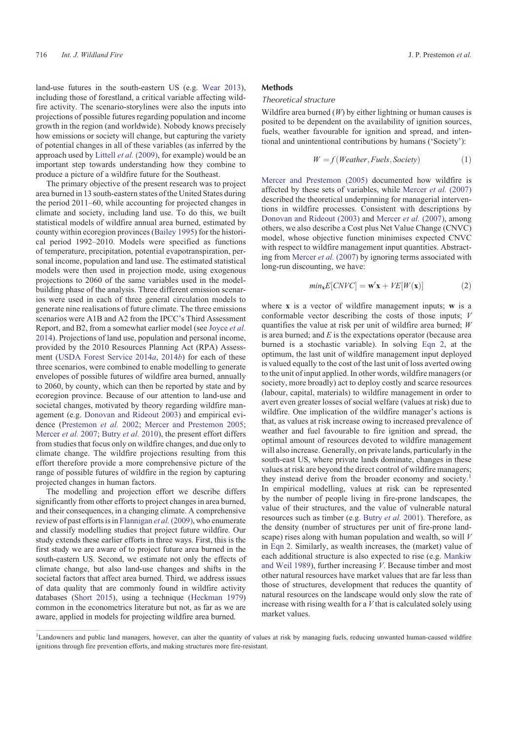land-use futures in the south-eastern US (e.g. Wear 2013), including those of forestland, a critical variable affecting wildfire activity. The scenario-storylines were also the inputs into projections of possible futures regarding population and income growth in the region (and worldwide). Nobody knows precisely how emissions or society will change, but capturing the variety of potential changes in all of these variables (as inferred by the approach used by Littell *et al.* (2009), for example) would be an important step towards understanding how they combine to produce a picture of a wildfire future for the Southeast.

The primary objective of the present research was to project area burned in 13 south-eastern states of the United States during the period 2011–60, while accounting for projected changes in climate and society, including land use. To do this, we built statistical models of wildfire annual area burned, estimated by county within ecoregion provinces (Bailey 1995) for the historical period 1992–2010. Models were specified as functions of temperature, precipitation, potential evapotranspiration, personal income, population and land use. The estimated statistical models were then used in projection mode, using exogenous projections to 2060 of the same variables used in the model-building phase of the analysis. Three different emission scenarios were used in each of three general circulation models to generate nine realisations of future climate. The three emissions scenarios were A1B and A2 from the IPCC's Third Assessment Report, and B2, from a somewhat earlier model (see Joyce *et al.* 2014). Projections of land use, population and personal income, provided by the 2010 Resources Planning Act (RPA) Assessment (USDA Forest Service 2014*a*, 2014*b*) for each of these three scenarios, were combined to enable modelling to generate envelopes of possible futures of wildfire area burned, annually to 2060, by county, which can then be reported by state and by ecoregion province. Because of our attention to land-use and societal changes, motivated by theory regarding wildfire management (e.g. Donovan and Rideout 2003) and empirical evidence (Prestemon *et al.* 2002; Mercer and Prestemon 2005; Mercer *et al.* 2007; Butry *et al.* 2010), the present effort differs from studies that focus only on wildfire changes, and due only to climate change. The wildfire projections resulting from this effort therefore provide a more comprehensive picture of the range of possible futures of wildfire in the region by capturing projected changes in human factors.

The modelling and projection effort we describe differs significantly from other efforts to project changes in area burned, and their consequences, in a changing climate. A comprehensive review of past efforts is in Flannigan *et al.* (2009), who enumerate and classify modelling studies that project future wildfire. Our study extends these earlier efforts in three ways. First, this is the first study we are aware of to project future area burned in the south-eastern US. Second, we estimate not only the effects of climate change, but also land-use changes and shifts in the societal factors that affect area burned. Third, we address issues of data quality that are commonly found in wildfire activity databases (Short 2015), using a technique (Heckman 1979) common in the econometrics literature but not, as far as we are aware, applied in models for projecting wildfire area burned.

## Methods

### Theoretical structure

Wildfire area burned ($W$) by either lightning or human causes is posited to be dependent on the availability of ignition sources, fuels, weather favourable for ignition and spread, and intentional and unintentional contributions by humans ('Society'):

$$W = f(Weather, Fuels, Society) \tag{1}$$

Mercer and Prestemon (2005) documented how wildfire is affected by these sets of variables, while Mercer *et al.* (2007) described the theoretical underpinning for managerial interventions in wildfire processes. Consistent with descriptions by Donovan and Rideout (2003) and Mercer *et al.* (2007), among others, we also describe a Cost plus Net Value Change (CNVC) model, whose objective function minimises expected CNVC with respect to wildfire management input quantities. Abstracting from Mercer *et al.* (2007) by ignoring terms associated with long-run discounting, we have:

$$min_{\mathbf{x}} E[CNVC] = \mathbf{w}'\mathbf{x} + VE[W(\mathbf{x})] \tag{2}$$

where $\mathbf{x}$ is a vector of wildfire management inputs; $\mathbf{w}$ is a conformable vector describing the costs of those inputs; $V$ quantifies the value at risk per unit of wildfire area burned; $W$ is area burned; and $E$ is the expectations operator (because area burned is a stochastic variable). In solving Eqn 2, at the optimum, the last unit of wildfire management input deployed is valued equally to the cost of the last unit of loss averted owing to the unit of input applied. In other words, wildfire managers (or society, more broadly) act to deploy costly and scarce resources (labour, capital, materials) to wildfire management in order to avert even greater losses of social welfare (values at risk) due to wildfire. One implication of the wildfire manager's actions is that, as values at risk increase owing to increased prevalence of weather and fuel favourable to fire ignition and spread, the optimal amount of resources devoted to wildfire management will also increase. Generally, on private lands, particularly in the south-east US, where private lands dominate, changes in these values at risk are beyond the direct control of wildfire managers; they instead derive from the broader economy and society.[1] In empirical modelling, values at risk can be represented by the number of people living in fire-prone landscapes, the value of their structures, and the value of vulnerable natural resources such as timber (e.g. Butry *et al.* 2001). Therefore, as the density (number of structures per unit of fire-prone landscape) rises along with human population and wealth, so will $V$ in Eqn 2. Similarly, as wealth increases, the (market) value of each additional structure is also expected to rise (e.g. Mankiw and Weil 1989), further increasing $V$. Because timber and most other natural resources have market values that are far less than those of structures, development that reduces the quantity of natural resources on the landscape would only slow the rate of increase with rising wealth for a $V$ that is calculated solely using market values.

[1] Landowners and public land managers, however, can alter the quantity of values at risk by managing fuels, reducing unwanted human-caused wildfire ignitions through fire prevention efforts, and making structures more fire-resistant.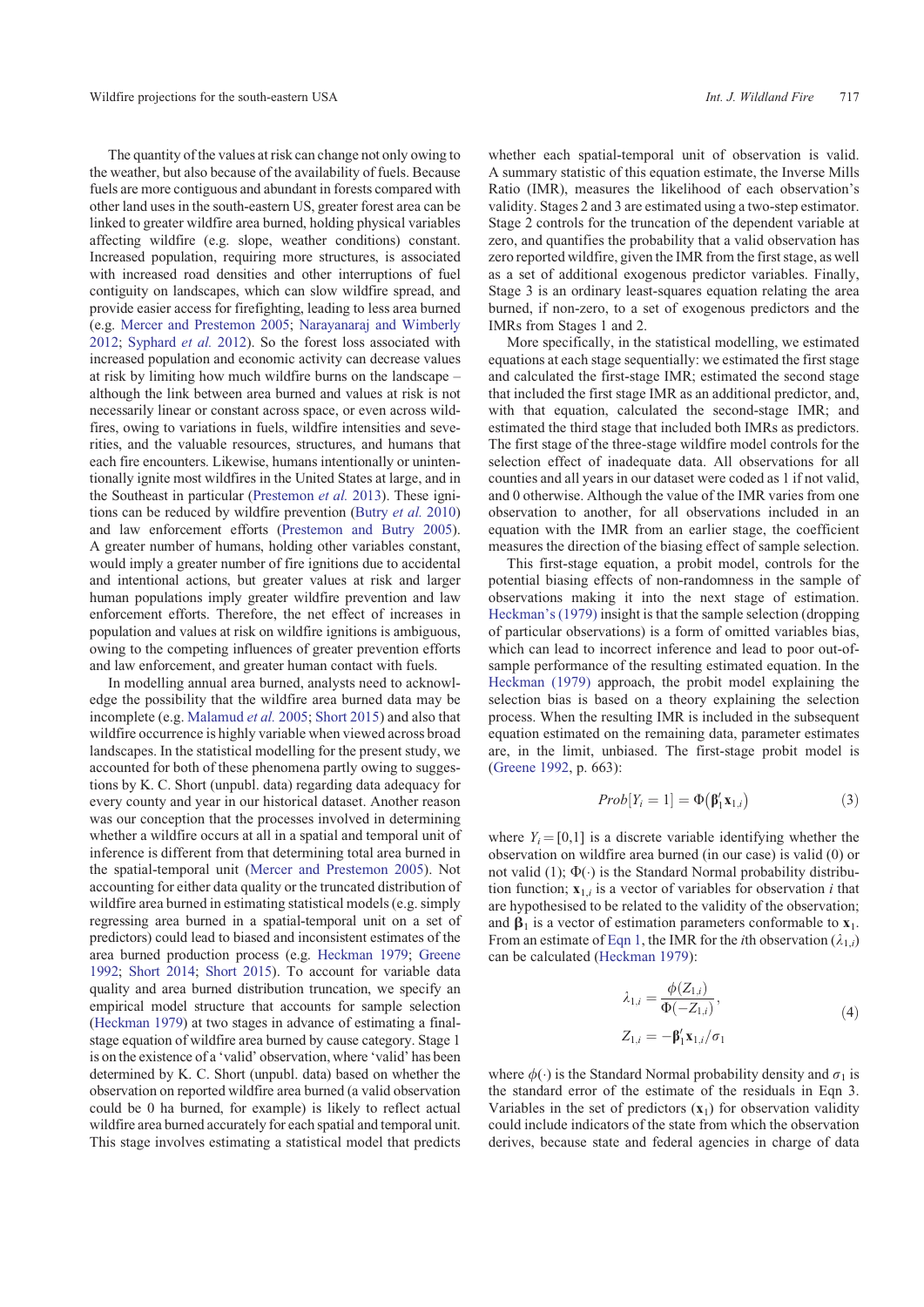The quantity of the values at risk can change not only owing to the weather, but also because of the availability of fuels. Because fuels are more contiguous and abundant in forests compared with other land uses in the south-eastern US, greater forest area can be linked to greater wildfire area burned, holding physical variables affecting wildfire (e.g. slope, weather conditions) constant. Increased population, requiring more structures, is associated with increased road densities and other interruptions of fuel contiguity on landscapes, which can slow wildfire spread, and provide easier access for firefighting, leading to less area burned (e.g. Mercer and Prestemon 2005; Narayanaraj and Wimberly 2012; Syphard *et al.* 2012). So the forest loss associated with increased population and economic activity can decrease values at risk by limiting how much wildfire burns on the landscape – although the link between area burned and values at risk is not necessarily linear or constant across space, or even across wildfires, owing to variations in fuels, wildfire intensities and severities, and the valuable resources, structures, and humans that each fire encounters. Likewise, humans intentionally or unintentionally ignite most wildfires in the United States at large, and in the Southeast in particular (Prestemon *et al.* 2013). These ignitions can be reduced by wildfire prevention (Butry *et al.* 2010) and law enforcement efforts (Prestemon and Butry 2005). A greater number of humans, holding other variables constant, would imply a greater number of fire ignitions due to accidental and intentional actions, but greater values at risk and larger human populations imply greater wildfire prevention and law enforcement efforts. Therefore, the net effect of increases in population and values at risk on wildfire ignitions is ambiguous, owing to the competing influences of greater prevention efforts and law enforcement, and greater human contact with fuels.

In modelling annual area burned, analysts need to acknowledge the possibility that the wildfire area burned data may be incomplete (e.g. Malamud *et al.* 2005; Short 2015) and also that wildfire occurrence is highly variable when viewed across broad landscapes. In the statistical modelling for the present study, we accounted for both of these phenomena partly owing to suggestions by K. C. Short (unpubl. data) regarding data adequacy for every county and year in our historical dataset. Another reason was our conception that the processes involved in determining whether a wildfire occurs at all in a spatial and temporal unit of inference is different from that determining total area burned in the spatial-temporal unit (Mercer and Prestemon 2005). Not accounting for either data quality or the truncated distribution of wildfire area burned in estimating statistical models (e.g. simply regressing area burned in a spatial-temporal unit on a set of predictors) could lead to biased and inconsistent estimates of the area burned production process (e.g. Heckman 1979; Greene 1992; Short 2014; Short 2015). To account for variable data quality and area burned distribution truncation, we specify an empirical model structure that accounts for sample selection (Heckman 1979) at two stages in advance of estimating a final-stage equation of wildfire area burned by cause category. Stage 1 is on the existence of a 'valid' observation, where 'valid' has been determined by K. C. Short (unpubl. data) based on whether the observation on reported wildfire area burned (a valid observation could be 0 ha burned, for example) is likely to reflect actual wildfire area burned accurately for each spatial and temporal unit. This stage involves estimating a statistical model that predicts whether each spatial-temporal unit of observation is valid. A summary statistic of this equation estimate, the Inverse Mills Ratio (IMR), measures the likelihood of each observation's validity. Stages 2 and 3 are estimated using a two-step estimator. Stage 2 controls for the truncation of the dependent variable at zero, and quantifies the probability that a valid observation has zero reported wildfire, given the IMR from the first stage, as well as a set of additional exogenous predictor variables. Finally, Stage 3 is an ordinary least-squares equation relating the area burned, if non-zero, to a set of exogenous predictors and the IMRs from Stages 1 and 2.

More specifically, in the statistical modelling, we estimated equations at each stage sequentially: we estimated the first stage and calculated the first-stage IMR; estimated the second stage that included the first stage IMR as an additional predictor, and, with that equation, calculated the second-stage IMR; and estimated the third stage that included both IMRs as predictors. The first stage of the three-stage wildfire model controls for the selection effect of inadequate data. All observations for all counties and all years in our dataset were coded as 1 if not valid, and 0 otherwise. Although the value of the IMR varies from one observation to another, for all observations included in an equation with the IMR from an earlier stage, the coefficient measures the direction of the biasing effect of sample selection.

This first-stage equation, a probit model, controls for the potential biasing effects of non-randomness in the sample of observations making it into the next stage of estimation. Heckman's (1979) insight is that the sample selection (dropping of particular observations) is a form of omitted variables bias, which can lead to incorrect inference and lead to poor out-of-sample performance of the resulting estimated equation. In the Heckman (1979) approach, the probit model explaining the selection bias is based on a theory explaining the selection process. When the resulting IMR is included in the subsequent equation estimated on the remaining data, parameter estimates are, in the limit, unbiased. The first-stage probit model is (Greene 1992, p. 663):

$$Prob[Y_i = 1] = \Phi(\boldsymbol{\beta}_1' \mathbf{x}_{1,i}) \tag{3}$$

where $Y_i = [0,1]$ is a discrete variable identifying whether the observation on wildfire area burned (in our case) is valid (0) or not valid (1); $\Phi(\cdot)$ is the Standard Normal probability distribution function; $\mathbf{x}_{1,i}$ is a vector of variables for observation $i$ that are hypothesised to be related to the validity of the observation; and $\boldsymbol{\beta}_1$ is a vector of estimation parameters conformable to $\mathbf{x}_1$. From an estimate of Eqn 1, the IMR for the $i$th observation ($\lambda_{1,i}$) can be calculated (Heckman 1979):

$$\begin{aligned} \lambda_{1,i} &= \frac{\phi(Z_{1,i})}{\Phi(-Z_{1,i})}, \\ Z_{1,i} &= -\boldsymbol{\beta}_1' \mathbf{x}_{1,i} / \sigma_1 \end{aligned} \tag{4}$$

where $\phi(\cdot)$ is the Standard Normal probability density and $\sigma_1$ is the standard error of the estimate of the residuals in Eqn 3. Variables in the set of predictors ($\mathbf{x}_1$) for observation validity could include indicators of the state from which the observation derives, because state and federal agencies in charge of data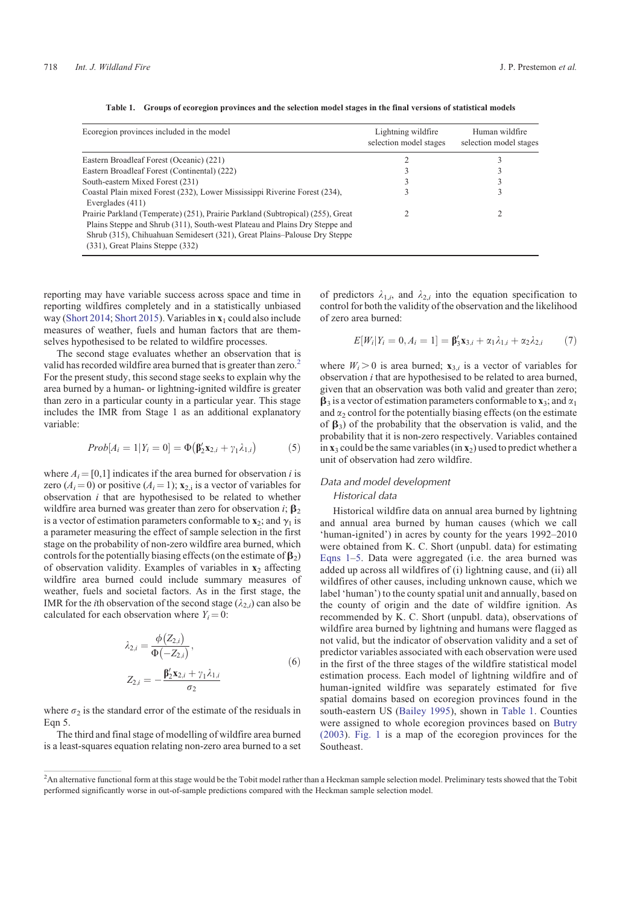**Table 1. Groups of ecoregion provinces and the selection model stages in the final versions of statistical models**

| Ecoregion provinces included in the model | Lightning wildfire selection model stages | Human wildfire selection model stages |
|---|---|---|
| Eastern Broadleaf Forest (Oceanic) (221) | 2 | 3 |
| Eastern Broadleaf Forest (Continental) (222) | 3 | 3 |
| South-eastern Mixed Forest (231) | 3 | 3 |
| Coastal Plain mixed Forest (232), Lower Mississippi Riverine Forest (234), Everglades (411) | 3 | 3 |
| Prairie Parkland (Temperate) (251), Prairie Parkland (Subtropical) (255), Great Plains Steppe and Shrub (311), South-west Plateau and Plains Dry Steppe and Shrub (315), Chihuahuan Semidesert (321), Great Plains–Palouse Dry Steppe (331), Great Plains Steppe (332) | 2 | 2 |

reporting may have variable success across space and time in reporting wildfires completely and in a statistically unbiased way (Short 2014; Short 2015). Variables in $\mathbf{x}_1$ could also include measures of weather, fuels and human factors that are themselves hypothesised to be related to wildfire processes.

The second stage evaluates whether an observation that is valid has recorded wildfire area burned that is greater than zero.[2] For the present study, this second stage seeks to explain why the area burned by a human- or lightning-ignited wildfire is greater than zero in a particular county in a particular year. This stage includes the IMR from Stage 1 as an additional explanatory variable:

$$Prob[A_i = 1 | Y_i = 0] = \Phi(\boldsymbol{\beta}_2' \mathbf{x}_{2,i} + \gamma_1 \lambda_{1,i}) \tag{5}$$

where $A_i = [0,1]$ indicates if the area burned for observation $i$ is zero ($A_i = 0$) or positive ($A_i = 1$); $\mathbf{x}_{2,i}$ is a vector of variables for observation $i$ that are hypothesised to be related to whether wildfire area burned was greater than zero for observation $i$; $\boldsymbol{\beta}_2$ is a vector of estimation parameters conformable to $\mathbf{x}_2$; and $\gamma_1$ is a parameter measuring the effect of sample selection in the first stage on the probability of non-zero wildfire area burned, which controls for the potentially biasing effects (on the estimate of $\boldsymbol{\beta}_2$) of observation validity. Examples of variables in $\mathbf{x}_2$ affecting wildfire area burned could include summary measures of weather, fuels and societal factors. As in the first stage, the IMR for the $i$th observation of the second stage ($\lambda_{2,i}$) can also be calculated for each observation where $Y_i = 0$:

$$\lambda_{2,i} = \frac{\phi(Z_{2,i})}{\Phi(-Z_{2,i})}, \qquad Z_{2,i} = -\frac{\boldsymbol{\beta}_2' \mathbf{x}_{2,i} + \gamma_1 \lambda_{1,i}}{\sigma_2} \tag{6}$$

where $\sigma_2$ is the standard error of the estimate of the residuals in Eqn 5.

The third and final stage of modelling of wildfire area burned is a least-squares equation relating non-zero area burned to a set of predictors $\lambda_{1,i}$, and $\lambda_{2,i}$ into the equation specification to control for both the validity of the observation and the likelihood of zero area burned:

$$E[W_i | Y_i = 0, A_i = 1] = \boldsymbol{\beta}_3' \mathbf{x}_{3,i} + \alpha_1 \lambda_{1,i} + \alpha_2 \lambda_{2,i} \tag{7}$$

where $W_i > 0$ is area burned; $\mathbf{x}_{3,i}$ is a vector of variables for observation $i$ that are hypothesised to be related to area burned, given that an observation was both valid and greater than zero; $\boldsymbol{\beta}_3$ is a vector of estimation parameters conformable to $\mathbf{x}_3$; and $\alpha_1$ and $\alpha_2$ control for the potentially biasing effects (on the estimate of $\boldsymbol{\beta}_3$) of the probability that the observation is valid, and the probability that it is non-zero respectively. Variables contained in $\mathbf{x}_3$ could be the same variables (in $\mathbf{x}_2$) used to predict whether a unit of observation had zero wildfire.

## Data and model development

### Historical data

Historical wildfire data on annual area burned by lightning and annual area burned by human causes (which we call 'human-ignited') in acres by county for the years 1992–2010 were obtained from K. C. Short (unpubl. data) for estimating Eqns 1–5. Data were aggregated (i.e. the area burned was added up across all wildfires of (i) lightning cause, and (ii) all wildfires of other causes, including unknown cause, which we label 'human') to the county spatial unit and annually, based on the county of origin and the date of wildfire ignition. As recommended by K. C. Short (unpubl. data), observations of wildfire area burned by lightning and humans were flagged as not valid, but the indicator of observation validity and a set of predictor variables associated with each observation were used in the first of the three stages of the wildfire statistical model estimation process. Each model of lightning wildfire and of human-ignited wildfire was separately estimated for five spatial domains based on ecoregion provinces found in the south-eastern US (Bailey 1995), shown in Table 1. Counties were assigned to whole ecoregion provinces based on Butry (2003). Fig. 1 is a map of the ecoregion provinces for the Southeast.

[2] An alternative functional form at this stage would be the Tobit model rather than a Heckman sample selection model. Preliminary tests showed that the Tobit performed significantly worse in out-of-sample predictions compared with the Heckman sample selection model.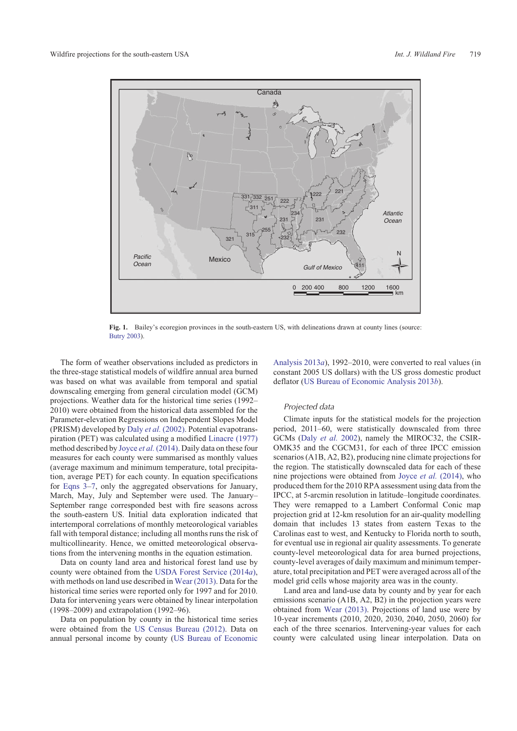Fig. 1. Bailey's ecoregion provinces in the south-eastern US, with delineations drawn at county lines (source: Butry 2003).

The form of weather observations included as predictors in the three-stage statistical models of wildfire annual area burned was based on what was available from temporal and spatial downscaling emerging from general circulation model (GCM) projections. Weather data for the historical time series (1992–2010) were obtained from the historical data assembled for the Parameter-elevation Regressions on Independent Slopes Model (PRISM) developed by Daly *et al.* (2002). Potential evapotranspiration (PET) was calculated using a modified Linacre (1977) method described by Joyce *et al.* (2014). Daily data on these four measures for each county were summarised as monthly values (average maximum and minimum temperature, total precipitation, average PET) for each county. In equation specifications for Eqns 3–7, only the aggregated observations for January, March, May, July and September were used. The January–September range corresponded best with fire seasons across the south-eastern US. Initial data exploration indicated that intertemporal correlations of monthly meteorological variables fall with temporal distance; including all months runs the risk of multicollinearity. Hence, we omitted meteorological observations from the intervening months in the equation estimation.

Data on county land area and historical forest land use by county were obtained from the USDA Forest Service (2014*a*), with methods on land use described in Wear (2013). Data for the historical time series were reported only for 1997 and for 2010. Data for intervening years were obtained by linear interpolation (1998–2009) and extrapolation (1992–96).

Data on population by county in the historical time series were obtained from the US Census Bureau (2012). Data on annual personal income by county (US Bureau of Economic Analysis 2013*a*), 1992–2010, were converted to real values (in constant 2005 US dollars) with the US gross domestic product deflator (US Bureau of Economic Analysis 2013*b*).

### *Projected data*

Climate inputs for the statistical models for the projection period, 2011–60, were statistically downscaled from three GCMs (Daly *et al.* 2002), namely the MIROC32, the CSIR-OMK35 and the CGCM31, for each of three IPCC emission scenarios (A1B, A2, B2), producing nine climate projections for the region. The statistically downscaled data for each of these nine projections were obtained from Joyce *et al.* (2014), who produced them for the 2010 RPA assessment using data from the IPCC, at 5-arcmin resolution in latitude–longitude coordinates. They were remapped to a Lambert Conformal Conic map projection grid at 12-km resolution for an air-quality modelling domain that includes 13 states from eastern Texas to the Carolinas east to west, and Kentucky to Florida north to south, for eventual use in regional air quality assessments. To generate county-level meteorological data for area burned projections, county-level averages of daily maximum and minimum temperature, total precipitation and PET were averaged across all of the model grid cells whose majority area was in the county.

Land area and land-use data by county and by year for each emissions scenario (A1B, A2, B2) in the projection years were obtained from Wear (2013). Projections of land use were by 10-year increments (2010, 2020, 2030, 2040, 2050, 2060) for each of the three scenarios. Intervening-year values for each county were calculated using linear interpolation. Data on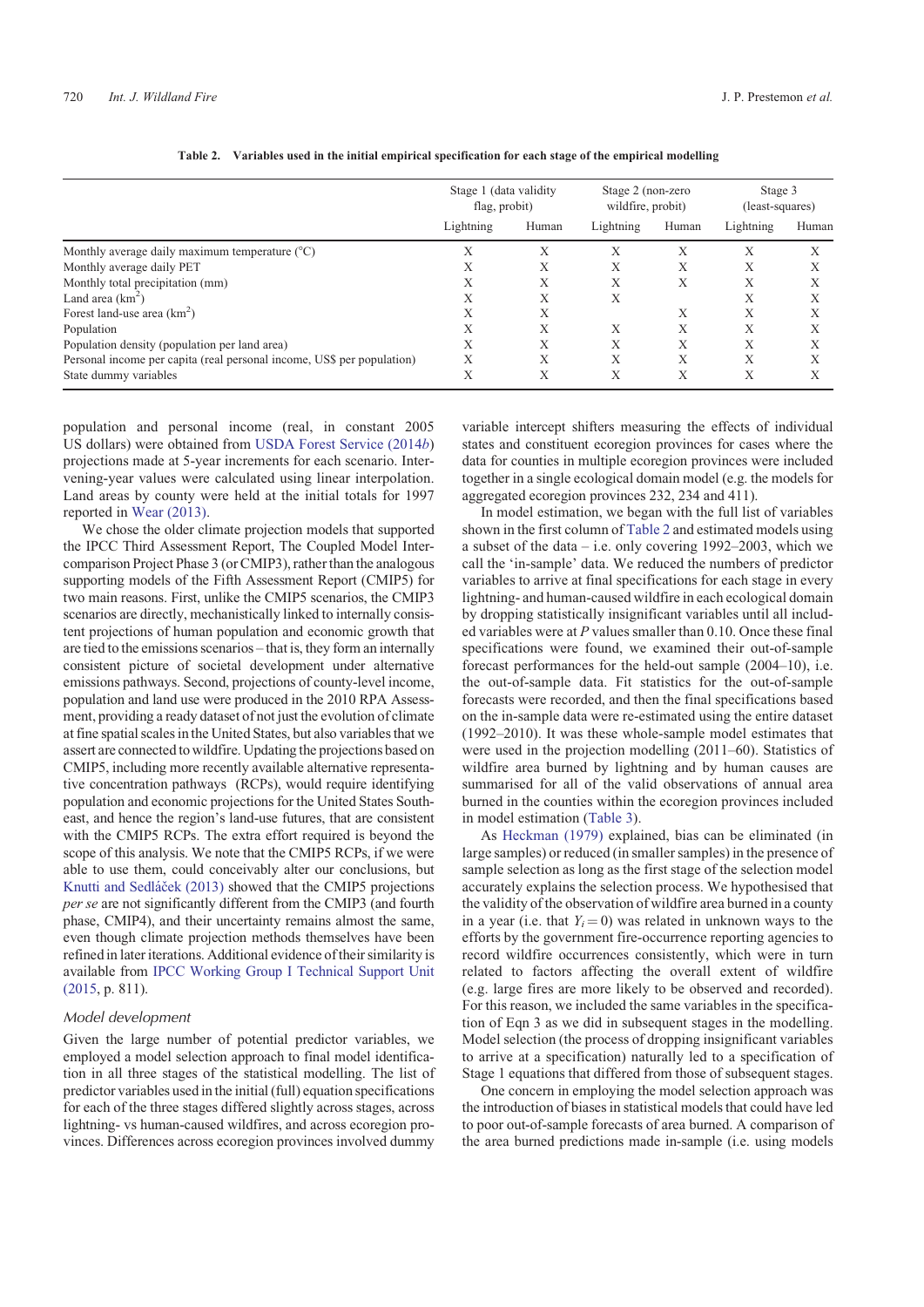**Table 2. Variables used in the initial empirical specification for each stage of the empirical modelling**

| | Stage 1 (data validity flag, probit) | | Stage 2 (non-zero wildfire, probit) | | Stage 3 (least-squares) | |
|---|---|---|---|---|---|---|
| | Lightning | Human | Lightning | Human | Lightning | Human |
| Monthly average daily maximum temperature (°C) | X | X | X | X | X | X |
| Monthly average daily PET | X | X | X | X | X | X |
| Monthly total precipitation (mm) | X | X | X | X | X | X |
| Land area ($km^2$) | X | X | X | | X | X |
| Forest land-use area ($km^2$) | X | X | | X | X | X |
| Population | X | X | X | X | X | X |
| Population density (population per land area) | X | X | X | X | X | X |
| Personal income per capita (real personal income, US$ per population) | X | X | X | X | X | X |
| State dummy variables | X | X | X | X | X | X |

population and personal income (real, in constant 2005 US dollars) were obtained from USDA Forest Service (2014*b*) projections made at 5-year increments for each scenario. Intervening-year values were calculated using linear interpolation. Land areas by county were held at the initial totals for 1997 reported in Wear (2013).

We chose the older climate projection models that supported the IPCC Third Assessment Report, The Coupled Model Intercomparison Project Phase 3 (or CMIP3), rather than the analogous supporting models of the Fifth Assessment Report (CMIP5) for two main reasons. First, unlike the CMIP5 scenarios, the CMIP3 scenarios are directly, mechanistically linked to internally consistent projections of human population and economic growth that are tied to the emissions scenarios – that is, they form an internally consistent picture of societal development under alternative emissions pathways. Second, projections of county-level income, population and land use were produced in the 2010 RPA Assessment, providing a ready dataset of not just the evolution of climate at fine spatial scales in the United States, but also variables that we assert are connected to wildfire. Updating the projections based on CMIP5, including more recently available alternative representative concentration pathways (RCPs), would require identifying population and economic projections for the United States Southeast, and hence the region's land-use futures, that are consistent with the CMIP5 RCPs. The extra effort required is beyond the scope of this analysis. We note that the CMIP5 RCPs, if we were able to use them, could conceivably alter our conclusions, but Knutti and Sedláček (2013) showed that the CMIP5 projections *per se* are not significantly different from the CMIP3 (and fourth phase, CMIP4), and their uncertainty remains almost the same, even though climate projection methods themselves have been refined in later iterations. Additional evidence of their similarity is available from IPCC Working Group I Technical Support Unit (2015, p. 811).

### *Model development*

Given the large number of potential predictor variables, we employed a model selection approach to final model identification in all three stages of the statistical modelling. The list of predictor variables used in the initial (full) equation specifications for each of the three stages differed slightly across stages, across lightning- vs human-caused wildfires, and across ecoregion provinces. Differences across ecoregion provinces involved dummy variable intercept shifters measuring the effects of individual states and constituent ecoregion provinces for cases where the data for counties in multiple ecoregion provinces were included together in a single ecological domain model (e.g. the models for aggregated ecoregion provinces 232, 234 and 411).

In model estimation, we began with the full list of variables shown in the first column of Table 2 and estimated models using a subset of the data – i.e. only covering 1992–2003, which we call the 'in-sample' data. We reduced the numbers of predictor variables to arrive at final specifications for each stage in every lightning- and human-caused wildfire in each ecological domain by dropping statistically insignificant variables until all included variables were at *P* values smaller than 0.10. Once these final specifications were found, we examined their out-of-sample forecast performances for the held-out sample (2004–10), i.e. the out-of-sample data. Fit statistics for the out-of-sample forecasts were recorded, and then the final specifications based on the in-sample data were re-estimated using the entire dataset (1992–2010). It was these whole-sample model estimates that were used in the projection modelling (2011–60). Statistics of wildfire area burned by lightning and by human causes are summarised for all of the valid observations of annual area burned in the counties within the ecoregion provinces included in model estimation (Table 3).

As Heckman (1979) explained, bias can be eliminated (in large samples) or reduced (in smaller samples) in the presence of sample selection as long as the first stage of the selection model accurately explains the selection process. We hypothesised that the validity of the observation of wildfire area burned in a county in a year (i.e. that $Y_i = 0$) was related in unknown ways to the efforts by the government fire-occurrence reporting agencies to record wildfire occurrences consistently, which were in turn related to factors affecting the overall extent of wildfire (e.g. large fires are more likely to be observed and recorded). For this reason, we included the same variables in the specification of Eqn 3 as we did in subsequent stages in the modelling. Model selection (the process of dropping insignificant variables to arrive at a specification) naturally led to a specification of Stage 1 equations that differed from those of subsequent stages.

One concern in employing the model selection approach was the introduction of biases in statistical models that could have led to poor out-of-sample forecasts of area burned. A comparison of the area burned predictions made in-sample (i.e. using models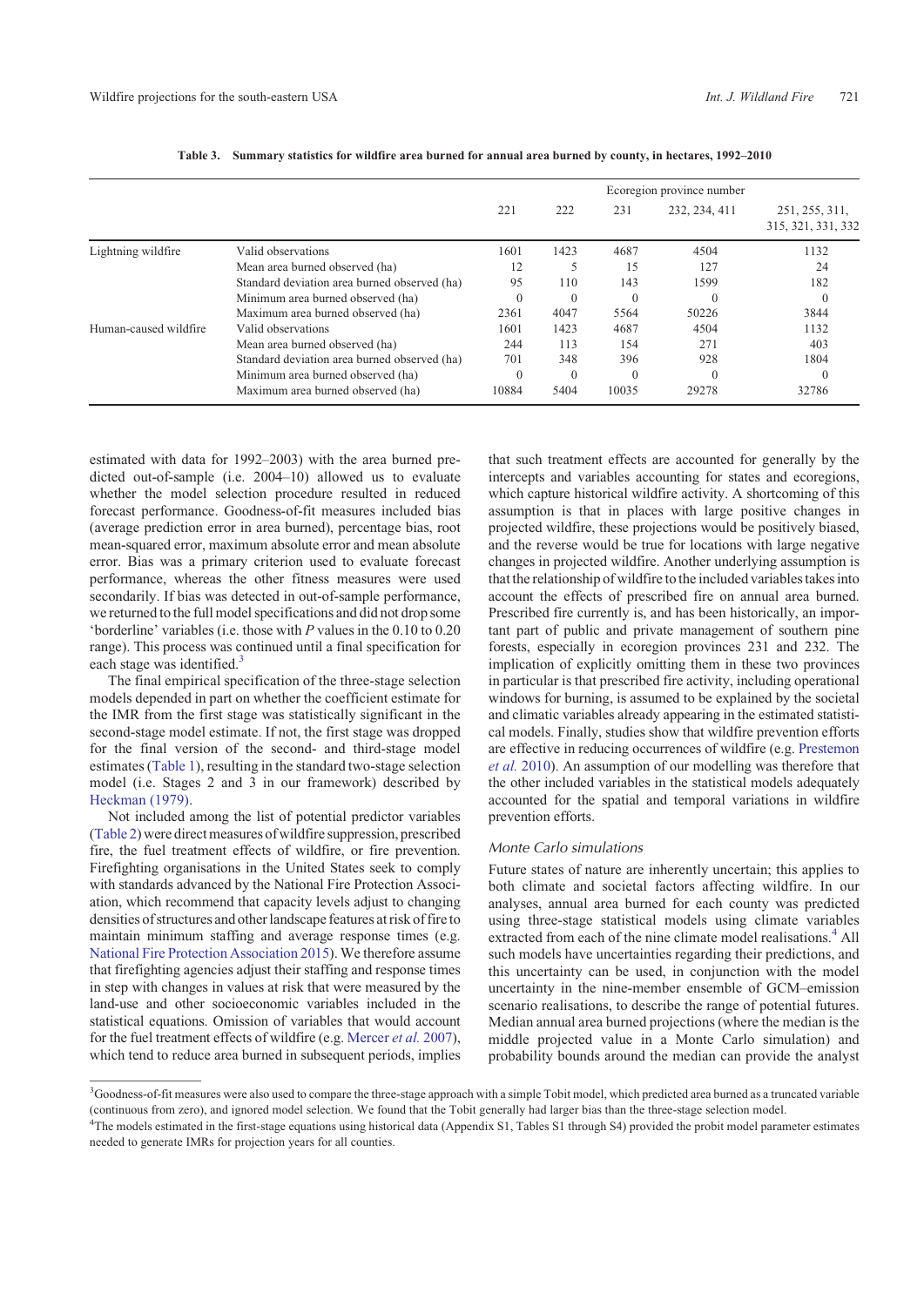**Table 3. Summary statistics for wildfire area burned for annual area burned by county, in hectares, 1992–2010**

| | | Ecoregion province number | | | | |
|---|---|---|---|---|---|---|
| | | 221 | 222 | 231 | 232, 234, 411 | 251, 255, 311, 315, 321, 331, 332 |
| Lightning wildfire | Valid observations | 1601 | 1423 | 4687 | 4504 | 1132 |
| | Mean area burned observed (ha) | 12 | 5 | 15 | 127 | 24 |
| | Standard deviation area burned observed (ha) | 95 | 110 | 143 | 1599 | 182 |
| | Minimum area burned observed (ha) | 0 | 0 | 0 | 0 | 0 |
| | Maximum area burned observed (ha) | 2361 | 4047 | 5564 | 50226 | 3844 |
| Human-caused wildfire | Valid observations | 1601 | 1423 | 4687 | 4504 | 1132 |
| | Mean area burned observed (ha) | 244 | 113 | 154 | 271 | 403 |
| | Standard deviation area burned observed (ha) | 701 | 348 | 396 | 928 | 1804 |
| | Minimum area burned observed (ha) | 0 | 0 | 0 | 0 | 0 |
| | Maximum area burned observed (ha) | 10884 | 5404 | 10035 | 29278 | 32786 |

estimated with data for 1992–2003) with the area burned predicted out-of-sample (i.e. 2004–10) allowed us to evaluate whether the model selection procedure resulted in reduced forecast performance. Goodness-of-fit measures included bias (average prediction error in area burned), percentage bias, root mean-squared error, maximum absolute error and mean absolute error. Bias was a primary criterion used to evaluate forecast performance, whereas the other fitness measures were used secondarily. If bias was detected in out-of-sample performance, we returned to the full model specifications and did not drop some 'borderline' variables (i.e. those with $P$ values in the 0.10 to 0.20 range). This process was continued until a final specification for each stage was identified.[3]

The final empirical specification of the three-stage selection models depended in part on whether the coefficient estimate for the IMR from the first stage was statistically significant in the second-stage model estimate. If not, the first stage was dropped for the final version of the second- and third-stage model estimates (Table 1), resulting in the standard two-stage selection model (i.e. Stages 2 and 3 in our framework) described by Heckman (1979).

Not included among the list of potential predictor variables (Table 2) were direct measures of wildfire suppression, prescribed fire, the fuel treatment effects of wildfire, or fire prevention. Firefighting organisations in the United States seek to comply with standards advanced by the National Fire Protection Association, which recommend that capacity levels adjust to changing densities of structures and other landscape features at risk of fire to maintain minimum staffing and average response times (e.g. National Fire Protection Association 2015). We therefore assume that firefighting agencies adjust their staffing and response times in step with changes in values at risk that were measured by the land-use and other socioeconomic variables included in the statistical equations. Omission of variables that would account for the fuel treatment effects of wildfire (e.g. Mercer *et al.* 2007), which tend to reduce area burned in subsequent periods, implies that such treatment effects are accounted for generally by the intercepts and variables accounting for states and ecoregions, which capture historical wildfire activity. A shortcoming of this assumption is that in places with large positive changes in projected wildfire, these projections would be positively biased, and the reverse would be true for locations with large negative changes in projected wildfire. Another underlying assumption is that the relationship of wildfire to the included variables takes into account the effects of prescribed fire on annual area burned. Prescribed fire currently is, and has been historically, an important part of public and private management of southern pine forests, especially in ecoregion provinces 231 and 232. The implication of explicitly omitting them in these two provinces in particular is that prescribed fire activity, including operational windows for burning, is assumed to be explained by the societal and climatic variables already appearing in the estimated statistical models. Finally, studies show that wildfire prevention efforts are effective in reducing occurrences of wildfire (e.g. Prestemon *et al.* 2010). An assumption of our modelling was therefore that the other included variables in the statistical models adequately accounted for the spatial and temporal variations in wildfire prevention efforts.

### Monte Carlo simulations

Future states of nature are inherently uncertain; this applies to both climate and societal factors affecting wildfire. In our analyses, annual area burned for each county was predicted using three-stage statistical models using climate variables extracted from each of the nine climate model realisations.[4] All such models have uncertainties regarding their predictions, and this uncertainty can be used, in conjunction with the model uncertainty in the nine-member ensemble of GCM–emission scenario realisations, to describe the range of potential futures. Median annual area burned projections (where the median is the middle projected value in a Monte Carlo simulation) and probability bounds around the median can provide the analyst

[3] Goodness-of-fit measures were also used to compare the three-stage approach with a simple Tobit model, which predicted area burned as a truncated variable (continuous from zero), and ignored model selection. We found that the Tobit generally had larger bias than the three-stage selection model.

[4] The models estimated in the first-stage equations using historical data (Appendix S1, Tables S1 through S4) provided the probit model parameter estimates needed to generate IMRs for projection years for all counties.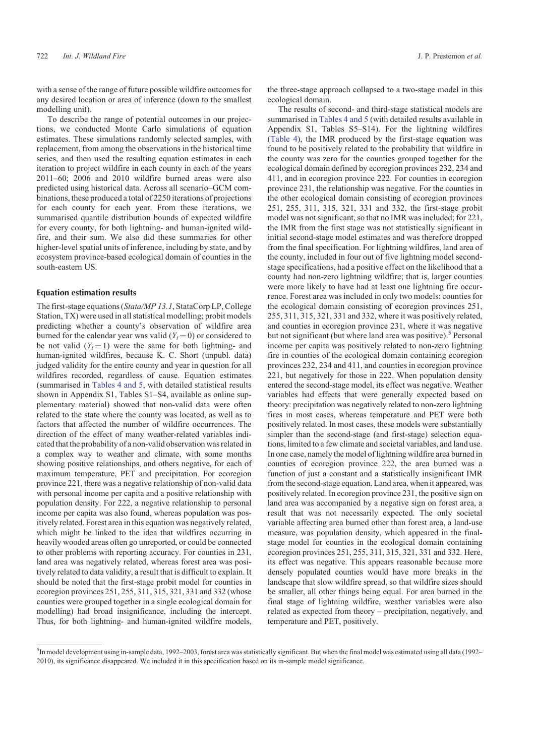with a sense of the range of future possible wildfire outcomes for any desired location or area of inference (down to the smallest modelling unit).

To describe the range of potential outcomes in our projections, we conducted Monte Carlo simulations of equation estimates. These simulations randomly selected samples, with replacement, from among the observations in the historical time series, and then used the resulting equation estimates in each iteration to project wildfire in each county in each of the years 2011–60; 2006 and 2010 wildfire burned areas were also predicted using historical data. Across all scenario–GCM combinations, these produced a total of 2250 iterations of projections for each county for each year. From these iterations, we summarised quantile distribution bounds of expected wildfire for every county, for both lightning- and human-ignited wildfire, and their sum. We also did these summaries for other higher-level spatial units of inference, including by state, and by ecosystem province-based ecological domain of counties in the south-eastern US.

## Equation estimation results

The first-stage equations (*Stata/MP 13.1*, StataCorp LP, College Station, TX) were used in all statistical modelling; probit models predicting whether a county's observation of wildfire area burned for the calendar year was valid ($Y_i = 0$) or considered to be not valid ($Y_i = 1$) were the same for both lightning- and human-ignited wildfires, because K. C. Short (unpubl. data) judged validity for the entire county and year in question for all wildfires recorded, regardless of cause. Equation estimates (summarised in Tables 4 and 5, with detailed statistical results shown in Appendix S1, Tables S1–S4, available as online supplementary material) showed that non-valid data were often related to the state where the county was located, as well as to factors that affected the number of wildfire occurrences. The direction of the effect of many weather-related variables indicated that the probability of a non-valid observation was related in a complex way to weather and climate, with some months showing positive relationships, and others negative, for each of maximum temperature, PET and precipitation. For ecoregion province 221, there was a negative relationship of non-valid data with personal income per capita and a positive relationship with population density. For 222, a negative relationship to personal income per capita was also found, whereas population was positively related. Forest area in this equation was negatively related, which might be linked to the idea that wildfires occurring in heavily wooded areas often go unreported, or could be connected to other problems with reporting accuracy. For counties in 231, land area was negatively related, whereas forest area was positively related to data validity, a result that is difficult to explain. It should be noted that the first-stage probit model for counties in ecoregion provinces 251, 255, 311, 315, 321, 331 and 332 (whose counties were grouped together in a single ecological domain for modelling) had broad insignificance, including the intercept. Thus, for both lightning- and human-ignited wildfire models, the three-stage approach collapsed to a two-stage model in this ecological domain.

The results of second- and third-stage statistical models are summarised in Tables 4 and 5 (with detailed results available in Appendix S1, Tables S5–S14). For the lightning wildfires (Table 4), the IMR produced by the first-stage equation was found to be positively related to the probability that wildfire in the county was zero for the counties grouped together for the ecological domain defined by ecoregion provinces 232, 234 and 411, and in ecoregion province 222. For counties in ecoregion province 231, the relationship was negative. For the counties in the other ecological domain consisting of ecoregion provinces 251, 255, 311, 315, 321, 331 and 332, the first-stage probit model was not significant, so that no IMR was included; for 221, the IMR from the first stage was not statistically significant in initial second-stage model estimates and was therefore dropped from the final specification. For lightning wildfires, land area of the county, included in four out of five lightning model second-stage specifications, had a positive effect on the likelihood that a county had non-zero lightning wildfire; that is, larger counties were more likely to have had at least one lightning fire occurrence. Forest area was included in only two models: counties for the ecological domain consisting of ecoregion provinces 251, 255, 311, 315, 321, 331 and 332, where it was positively related, and counties in ecoregion province 231, where it was negative but not significant (but where land area was positive).[5] Personal income per capita was positively related to non-zero lightning fire in counties of the ecological domain containing ecoregion provinces 232, 234 and 411, and counties in ecoregion province 221, but negatively for those in 222. When population density entered the second-stage model, its effect was negative. Weather variables had effects that were generally expected based on theory: precipitation was negatively related to non-zero lightning fires in most cases, whereas temperature and PET were both positively related. In most cases, these models were substantially simpler than the second-stage (and first-stage) selection equations, limited to a few climate and societal variables, and land use. In one case, namely the model of lightning wildfire area burned in counties of ecoregion province 222, the area burned was a function of just a constant and a statistically insignificant IMR from the second-stage equation. Land area, when it appeared, was positively related. In ecoregion province 231, the positive sign on land area was accompanied by a negative sign on forest area, a result that was not necessarily expected. The only societal variable affecting area burned other than forest area, a land-use measure, was population density, which appeared in the final-stage model for counties in the ecological domain containing ecoregion provinces 251, 255, 311, 315, 321, 331 and 332. Here, its effect was negative. This appears reasonable because more densely populated counties would have more breaks in the landscape that slow wildfire spread, so that wildfire sizes should be smaller, all other things being equal. For area burned in the final stage of lightning wildfire, weather variables were also related as expected from theory – precipitation, negatively, and temperature and PET, positively.

[5] In model development using in-sample data, 1992–2003, forest area was statistically significant. But when the final model was estimated using all data (1992–2010), its significance disappeared. We included it in this specification based on its in-sample model significance.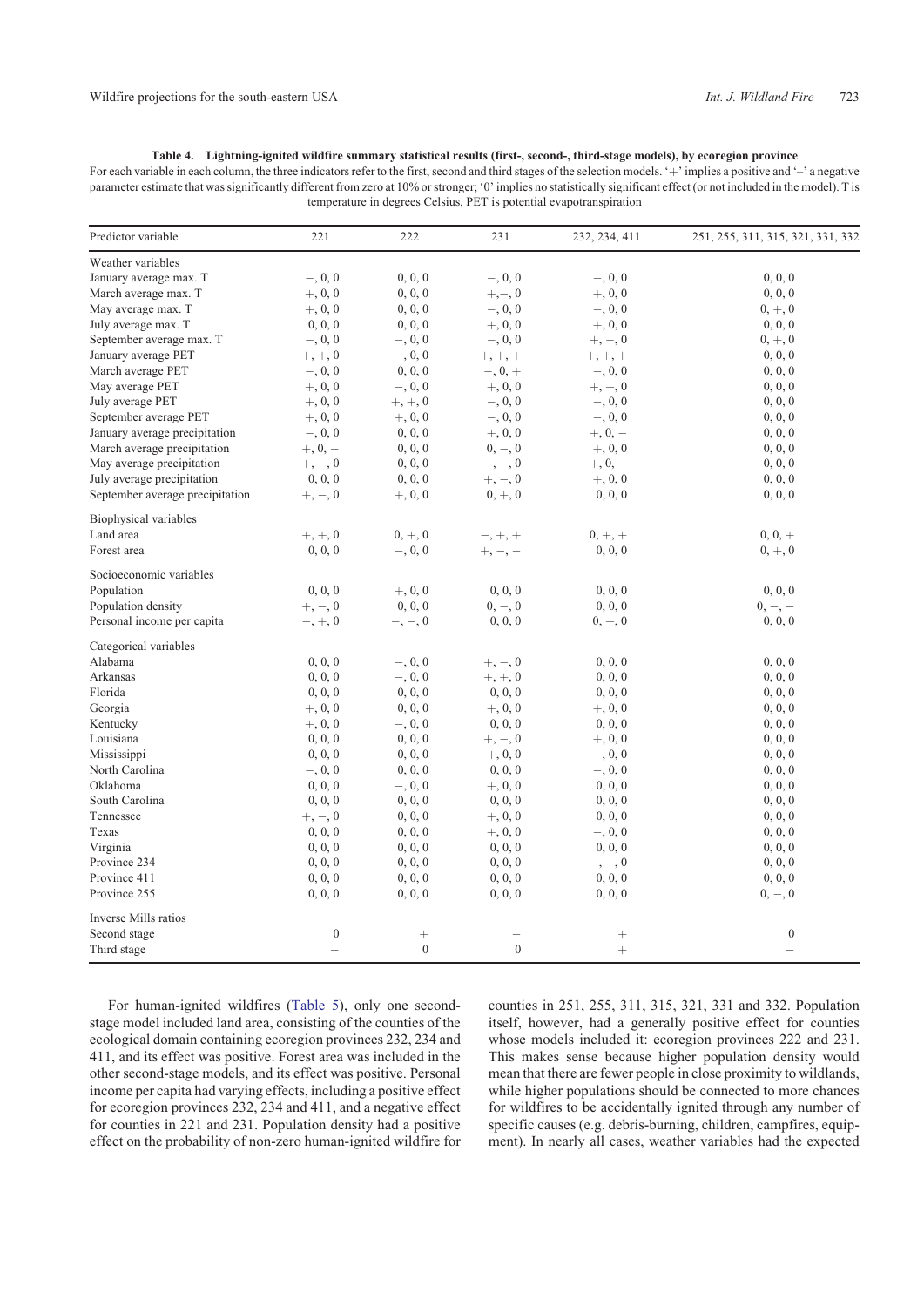**Table 4. Lightning-ignited wildfire summary statistical results (first-, second-, third-stage models), by ecoregion province**

For each variable in each column, the three indicators refer to the first, second and third stages of the selection models. '+' implies a positive and '–' a negative parameter estimate that was significantly different from zero at 10% or stronger; '0' implies no statistically significant effect (or not included in the model). T is temperature in degrees Celsius, PET is potential evapotranspiration

| Predictor variable | 221 | 222 | 231 | 232, 234, 411 | 251, 255, 311, 315, 321, 331, 332 |
|---|---|---|---|---|---|
| Weather variables | | | | | |
| January average max. T | –, 0, 0 | 0, 0, 0 | –, 0, 0 | –, 0, 0 | 0, 0, 0 |
| March average max. T | +, 0, 0 | 0, 0, 0 | +, –, 0 | +, 0, 0 | 0, 0, 0 |
| May average max. T | +, 0, 0 | 0, 0, 0 | –, 0, 0 | –, 0, 0 | 0, +, 0 |
| July average max. T | 0, 0, 0 | 0, 0, 0 | +, 0, 0 | +, 0, 0 | 0, 0, 0 |
| September average max. T | –, 0, 0 | –, 0, 0 | –, 0, 0 | +, –, 0 | 0, +, 0 |
| January average PET | +, +, 0 | –, 0, 0 | +, +, + | +, +, + | 0, 0, 0 |
| March average PET | –, 0, 0 | 0, 0, 0 | –, 0, + | –, 0, 0 | 0, 0, 0 |
| May average PET | +, 0, 0 | –, 0, 0 | +, 0, 0 | +, +, 0 | 0, 0, 0 |
| July average PET | +, 0, 0 | +, +, 0 | –, 0, 0 | –, 0, 0 | 0, 0, 0 |
| September average PET | +, 0, 0 | +, 0, 0 | –, 0, 0 | –, 0, 0 | 0, 0, 0 |
| January average precipitation | –, 0, 0 | 0, 0, 0 | +, 0, 0 | +, 0, – | 0, 0, 0 |
| March average precipitation | +, 0, – | 0, 0, 0 | 0, –, 0 | +, 0, 0 | 0, 0, 0 |
| May average precipitation | +, –, 0 | 0, 0, 0 | –, –, 0 | +, 0, – | 0, 0, 0 |
| July average precipitation | 0, 0, 0 | 0, 0, 0 | +, –, 0 | +, 0, 0 | 0, 0, 0 |
| September average precipitation | +, –, 0 | +, 0, 0 | 0, +, 0 | 0, 0, 0 | 0, 0, 0 |
| Biophysical variables | | | | | |
| Land area | +, +, 0 | 0, +, 0 | –, +, + | 0, +, + | 0, 0, + |
| Forest area | 0, 0, 0 | –, 0, 0 | +, –, – | 0, 0, 0 | 0, +, 0 |
| Socioeconomic variables | | | | | |
| Population | 0, 0, 0 | +, 0, 0 | 0, 0, 0 | 0, 0, 0 | 0, 0, 0 |
| Population density | +, –, 0 | 0, 0, 0 | 0, –, 0 | 0, 0, 0 | 0, –, – |
| Personal income per capita | –, +, 0 | –, –, 0 | 0, 0, 0 | 0, +, 0 | 0, 0, 0 |
| Categorical variables | | | | | |
| Alabama | 0, 0, 0 | –, 0, 0 | +, –, 0 | 0, 0, 0 | 0, 0, 0 |
| Arkansas | 0, 0, 0 | –, 0, 0 | +, +, 0 | 0, 0, 0 | 0, 0, 0 |
| Florida | 0, 0, 0 | 0, 0, 0 | 0, 0, 0 | 0, 0, 0 | 0, 0, 0 |
| Georgia | +, 0, 0 | 0, 0, 0 | +, 0, 0 | +, 0, 0 | 0, 0, 0 |
| Kentucky | +, 0, 0 | –, 0, 0 | 0, 0, 0 | 0, 0, 0 | 0, 0, 0 |
| Louisiana | 0, 0, 0 | 0, 0, 0 | +, –, 0 | +, 0, 0 | 0, 0, 0 |
| Mississippi | 0, 0, 0 | 0, 0, 0 | +, 0, 0 | –, 0, 0 | 0, 0, 0 |
| North Carolina | –, 0, 0 | 0, 0, 0 | 0, 0, 0 | –, 0, 0 | 0, 0, 0 |
| Oklahoma | 0, 0, 0 | –, 0, 0 | +, 0, 0 | 0, 0, 0 | 0, 0, 0 |
| South Carolina | 0, 0, 0 | 0, 0, 0 | 0, 0, 0 | 0, 0, 0 | 0, 0, 0 |
| Tennessee | +, –, 0 | 0, 0, 0 | +, 0, 0 | 0, 0, 0 | 0, 0, 0 |
| Texas | 0, 0, 0 | 0, 0, 0 | +, 0, 0 | –, 0, 0 | 0, 0, 0 |
| Virginia | 0, 0, 0 | 0, 0, 0 | 0, 0, 0 | 0, 0, 0 | 0, 0, 0 |
| Province 234 | 0, 0, 0 | 0, 0, 0 | 0, 0, 0 | –, –, 0 | 0, 0, 0 |
| Province 411 | 0, 0, 0 | 0, 0, 0 | 0, 0, 0 | 0, 0, 0 | 0, 0, 0 |
| Province 255 | 0, 0, 0 | 0, 0, 0 | 0, 0, 0 | 0, 0, 0 | 0, –, 0 |
| Inverse Mills ratios | | | | | |
| Second stage | 0 | + | – | + | 0 |
| Third stage | – | 0 | 0 | + | – |

For human-ignited wildfires (Table 5), only one second-stage model included land area, consisting of the counties of the ecological domain containing ecoregion provinces 232, 234 and 411, and its effect was positive. Forest area was included in the other second-stage models, and its effect was positive. Personal income per capita had varying effects, including a positive effect for ecoregion provinces 232, 234 and 411, and a negative effect for counties in 221 and 231. Population density had a positive effect on the probability of non-zero human-ignited wildfire for counties in 251, 255, 311, 315, 321, 331 and 332. Population itself, however, had a generally positive effect for counties whose models included it: ecoregion provinces 222 and 231. This makes sense because higher population density would mean that there are fewer people in close proximity to wildlands, while higher populations should be connected to more chances for wildfires to be accidentally ignited through any number of specific causes (e.g. debris-burning, children, campfires, equipment). In nearly all cases, weather variables had the expected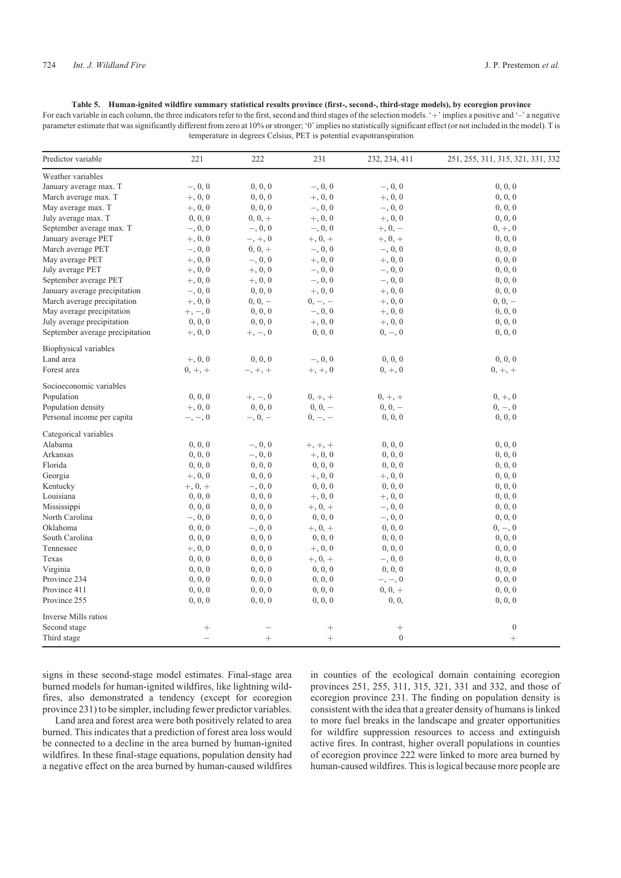**Table 5. Human-ignited wildfire summary statistical results province (first-, second-, third-stage models), by ecoregion province**

For each variable in each column, the three indicators refer to the first, second and third stages of the selection models. '+' implies a positive and '–' a negative parameter estimate that was significantly different from zero at 10% or stronger; '0' implies no statistically significant effect (or not included in the model). T is temperature in degrees Celsius, PET is potential evapotranspiration

| Predictor variable | 221 | 222 | 231 | 232, 234, 411 | 251, 255, 311, 315, 321, 331, 332 |
|---|---|---|---|---|---|
| Weather variables | | | | | |
| January average max. T | –, 0, 0 | 0, 0, 0 | –, 0, 0 | –, 0, 0 | 0, 0, 0 |
| March average max. T | +, 0, 0 | 0, 0, 0 | +, 0, 0 | +, 0, 0 | 0, 0, 0 |
| May average max. T | +, 0, 0 | 0, 0, 0 | –, 0, 0 | –, 0, 0 | 0, 0, 0 |
| July average max. T | 0, 0, 0 | 0, 0, + | +, 0, 0 | +, 0, 0 | 0, 0, 0 |
| September average max. T | –, 0, 0 | –, 0, 0 | –, 0, 0 | +, 0, – | 0, +, 0 |
| January average PET | +, 0, 0 | –, +, 0 | +, 0, + | +, 0, + | 0, 0, 0 |
| March average PET | –, 0, 0 | 0, 0, + | –, 0, 0 | –, 0, 0 | 0, 0, 0 |
| May average PET | +, 0, 0 | –, 0, 0 | +, 0, 0 | +, 0, 0 | 0, 0, 0 |
| July average PET | +, 0, 0 | +, 0, 0 | –, 0, 0 | –, 0, 0 | 0, 0, 0 |
| September average PET | +, 0, 0 | +, 0, 0 | –, 0, 0 | –, 0, 0 | 0, 0, 0 |
| January average precipitation | –, 0, 0 | 0, 0, 0 | +, 0, 0 | +, 0, 0 | 0, 0, 0 |
| March average precipitation | +, 0, 0 | 0, 0, – | 0, –, – | +, 0, 0 | 0, 0, – |
| May average precipitation | +, –, 0 | 0, 0, 0 | –, 0, 0 | +, 0, 0 | 0, 0, 0 |
| July average precipitation | 0, 0, 0 | 0, 0, 0 | +, 0, 0 | +, 0, 0 | 0, 0, 0 |
| September average precipitation | +, 0, 0 | +, –, 0 | 0, 0, 0 | 0, –, 0 | 0, 0, 0 |
| Biophysical variables | | | | | |
| Land area | +, 0, 0 | 0, 0, 0 | –, 0, 0 | 0, 0, 0 | 0, 0, 0 |
| Forest area | 0, +, + | –, +, + | +, +, 0 | 0, +, 0 | 0, +, + |
| Socioeconomic variables | | | | | |
| Population | 0, 0, 0 | +, –, 0 | 0, +, + | 0, +, + | 0, +, 0 |
| Population density | +, 0, 0 | 0, 0, 0 | 0, 0, – | 0, 0, – | 0, –, 0 |
| Personal income per capita | –, –, 0 | –, 0, – | 0, –, – | 0, 0, 0 | 0, 0, 0 |
| Categorical variables | | | | | |
| Alabama | 0, 0, 0 | –, 0, 0 | +, +, + | 0, 0, 0 | 0, 0, 0 |
| Arkansas | 0, 0, 0 | –, 0, 0 | +, 0, 0 | 0, 0, 0 | 0, 0, 0 |
| Florida | 0, 0, 0 | 0, 0, 0 | 0, 0, 0 | 0, 0, 0 | 0, 0, 0 |
| Georgia | +, 0, 0 | 0, 0, 0 | +, 0, 0 | +, 0, 0 | 0, 0, 0 |
| Kentucky | +, 0, + | –, 0, 0 | 0, 0, 0 | 0, 0, 0 | 0, 0, 0 |
| Louisiana | 0, 0, 0 | 0, 0, 0 | +, 0, 0 | +, 0, 0 | 0, 0, 0 |
| Mississippi | 0, 0, 0 | 0, 0, 0 | +, 0, + | –, 0, 0 | 0, 0, 0 |
| North Carolina | –, 0, 0 | 0, 0, 0 | 0, 0, 0 | –, 0, 0 | 0, 0, 0 |
| Oklahoma | 0, 0, 0 | –, 0, 0 | +, 0, + | 0, 0, 0 | 0, –, 0 |
| South Carolina | 0, 0, 0 | 0, 0, 0 | 0, 0, 0 | 0, 0, 0 | 0, 0, 0 |
| Tennessee | +, 0, 0 | 0, 0, 0 | +, 0, 0 | 0, 0, 0 | 0, 0, 0 |
| Texas | 0, 0, 0 | 0, 0, 0 | +, 0, + | –, 0, 0 | 0, 0, 0 |
| Virginia | 0, 0, 0 | 0, 0, 0 | 0, 0, 0 | 0, 0, 0 | 0, 0, 0 |
| Province 234 | 0, 0, 0 | 0, 0, 0 | 0, 0, 0 | –, –, 0 | 0, 0, 0 |
| Province 411 | 0, 0, 0 | 0, 0, 0 | 0, 0, 0 | 0, 0, + | 0, 0, 0 |
| Province 255 | 0, 0, 0 | 0, 0, 0 | 0, 0, 0 | 0, 0, | 0, 0, 0 |
| Inverse Mills ratios | | | | | |
| Second stage | + | – | + | + | 0 |
| Third stage | – | + | + | 0 | + |

signs in these second-stage model estimates. Final-stage area burned models for human-ignited wildfires, like lightning wildfires, also demonstrated a tendency (except for ecoregion province 231) to be simpler, including fewer predictor variables.

Land area and forest area were both positively related to area burned. This indicates that a prediction of forest area loss would be connected to a decline in the area burned by human-ignited wildfires. In these final-stage equations, population density had a negative effect on the area burned by human-caused wildfires in counties of the ecological domain containing ecoregion provinces 251, 255, 311, 315, 321, 331 and 332, and those of ecoregion province 231. The finding on population density is consistent with the idea that a greater density of humans is linked to more fuel breaks in the landscape and greater opportunities for wildfire suppression resources to access and extinguish active fires. In contrast, higher overall populations in counties of ecoregion province 222 were linked to more area burned by human-caused wildfires. This is logical because more people are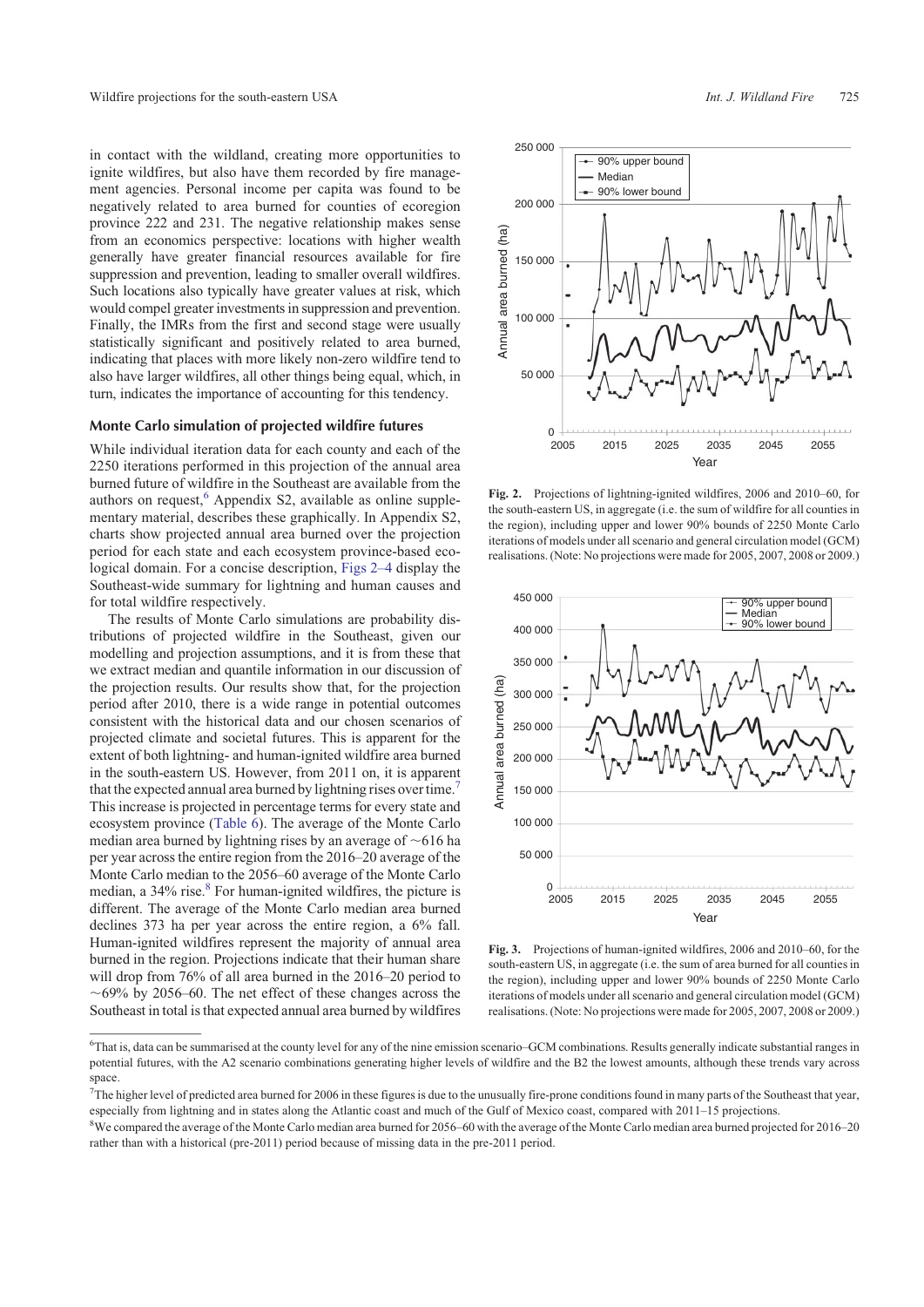in contact with the wildland, creating more opportunities to ignite wildfires, but also have them recorded by fire management agencies. Personal income per capita was found to be negatively related to area burned for counties of ecoregion province 222 and 231. The negative relationship makes sense from an economics perspective: locations with higher wealth generally have greater financial resources available for fire suppression and prevention, leading to smaller overall wildfires. Such locations also typically have greater values at risk, which would compel greater investments in suppression and prevention. Finally, the IMRs from the first and second stage were usually statistically significant and positively related to area burned, indicating that places with more likely non-zero wildfire tend to also have larger wildfires, all other things being equal, which, in turn, indicates the importance of accounting for this tendency.

### Monte Carlo simulation of projected wildfire futures

While individual iteration data for each county and each of the 2250 iterations performed in this projection of the annual area burned future of wildfire in the Southeast are available from the authors on request,[6] Appendix S2, available as online supplementary material, describes these graphically. In Appendix S2, charts show projected annual area burned over the projection period for each state and each ecosystem province-based ecological domain. For a concise description, Figs 2–4 display the Southeast-wide summary for lightning and human causes and for total wildfire respectively.

The results of Monte Carlo simulations are probability distributions of projected wildfire in the Southeast, given our modelling and projection assumptions, and it is from these that we extract median and quantile information in our discussion of the projection results. Our results show that, for the projection period after 2010, there is a wide range in potential outcomes consistent with the historical data and our chosen scenarios of projected climate and societal futures. This is apparent for the extent of both lightning- and human-ignited wildfire area burned in the south-eastern US. However, from 2011 on, it is apparent that the expected annual area burned by lightning rises over time.[7] This increase is projected in percentage terms for every state and ecosystem province (Table 6). The average of the Monte Carlo median area burned by lightning rises by an average of ~616 ha per year across the entire region from the 2016–20 average of the Monte Carlo median to the 2056–60 average of the Monte Carlo median, a 34% rise.[8] For human-ignited wildfires, the picture is different. The average of the Monte Carlo median area burned declines 373 ha per year across the entire region, a 6% fall. Human-ignited wildfires represent the majority of annual area burned in the region. Projections indicate that their human share will drop from 76% of all area burned in the 2016–20 period to ~69% by 2056–60. The net effect of these changes across the Southeast in total is that expected annual area burned by wildfires

**Fig. 2.** Projections of lightning-ignited wildfires, 2006 and 2010–60, for the south-eastern US, in aggregate (i.e. the sum of wildfire for all counties in the region), including upper and lower 90% bounds of 2250 Monte Carlo iterations of models under all scenario and general circulation model (GCM) realisations. (Note: No projections were made for 2005, 2007, 2008 or 2009.)

**Fig. 3.** Projections of human-ignited wildfires, 2006 and 2010–60, for the south-eastern US, in aggregate (i.e. the sum of area burned for all counties in the region), including upper and lower 90% bounds of 2250 Monte Carlo iterations of models under all scenario and general circulation model (GCM) realisations. (Note: No projections were made for 2005, 2007, 2008 or 2009.)

[6]That is, data can be summarised at the county level for any of the nine emission scenario–GCM combinations. Results generally indicate substantial ranges in potential futures, with the A2 scenario combinations generating higher levels of wildfire and the B2 the lowest amounts, although these trends vary across space.

[7]The higher level of predicted area burned for 2006 in these figures is due to the unusually fire-prone conditions found in many parts of the Southeast that year, especially from lightning and in states along the Atlantic coast and much of the Gulf of Mexico coast, compared with 2011–15 projections.

[8]We compared the average of the Monte Carlo median area burned for 2056–60 with the average of the Monte Carlo median area burned projected for 2016–20 rather than with a historical (pre-2011) period because of missing data in the pre-2011 period.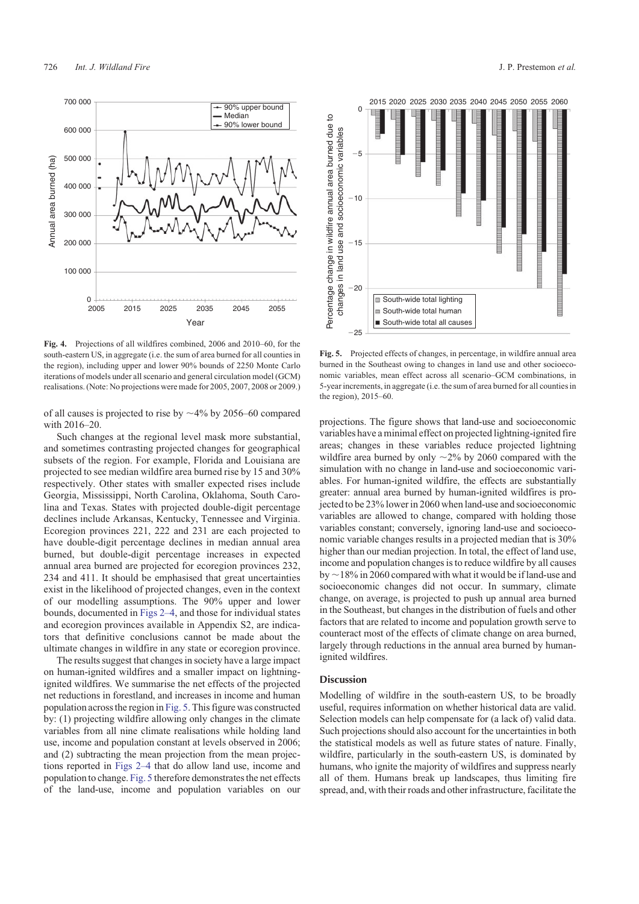**Fig. 4.** Projections of all wildfires combined, 2006 and 2010–60, for the south-eastern US, in aggregate (i.e. the sum of area burned for all counties in the region), including upper and lower 90% bounds of 2250 Monte Carlo iterations of models under all scenario and general circulation model (GCM) realisations. (Note: No projections were made for 2005, 2007, 2008 or 2009.)

**Fig. 5.** Projected effects of changes, in percentage, in wildfire annual area burned in the Southeast owing to changes in land use and other socioeconomic variables, mean effect across all scenario–GCM combinations, in 5-year increments, in aggregate (i.e. the sum of area burned for all counties in the region), 2015–60.

of all causes is projected to rise by ~4% by 2056–60 compared with 2016–20.

Such changes at the regional level mask more substantial, and sometimes contrasting projected changes for geographical subsets of the region. For example, Florida and Louisiana are projected to see median wildfire area burned rise by 15 and 30% respectively. Other states with smaller expected rises include Georgia, Mississippi, North Carolina, Oklahoma, South Carolina and Texas. States with projected double-digit percentage declines include Arkansas, Kentucky, Tennessee and Virginia. Ecoregion provinces 221, 222 and 231 are each projected to have double-digit percentage declines in median annual area burned, but double-digit percentage increases in expected annual area burned are projected for ecoregion provinces 232, 234 and 411. It should be emphasised that great uncertainties exist in the likelihood of projected changes, even in the context of our modelling assumptions. The 90% upper and lower bounds, documented in Figs 2–4, and those for individual states and ecoregion provinces available in Appendix S2, are indicators that definitive conclusions cannot be made about the ultimate changes in wildfire in any state or ecoregion province.

The results suggest that changes in society have a large impact on human-ignited wildfires and a smaller impact on lightning-ignited wildfires. We summarise the net effects of the projected net reductions in forestland, and increases in income and human population across the region in Fig. 5. This figure was constructed by: (1) projecting wildfire allowing only changes in the climate variables from all nine climate realisations while holding land use, income and population constant at levels observed in 2006; and (2) subtracting the mean projection from the mean projections reported in Figs 2–4 that do allow land use, income and population to change. Fig. 5 therefore demonstrates the net effects of the land-use, income and population variables on our projections. The figure shows that land-use and socioeconomic variables have a minimal effect on projected lightning-ignited fire areas; changes in these variables reduce projected lightning wildfire area burned by only ~2% by 2060 compared with the simulation with no change in land-use and socioeconomic variables. For human-ignited wildfire, the effects are substantially greater: annual area burned by human-ignited wildfires is projected to be 23% lower in 2060 when land-use and socioeconomic variables are allowed to change, compared with holding those variables constant; conversely, ignoring land-use and socioeconomic variable changes results in a projected median that is 30% higher than our median projection. In total, the effect of land use, income and population changes is to reduce wildfire by all causes by ~18% in 2060 compared with what it would be if land-use and socioeconomic changes did not occur. In summary, climate change, on average, is projected to push up annual area burned in the Southeast, but changes in the distribution of fuels and other factors that are related to income and population growth serve to counteract most of the effects of climate change on area burned, largely through reductions in the annual area burned by human-ignited wildfires.

## Discussion

Modelling of wildfire in the south-eastern US, to be broadly useful, requires information on whether historical data are valid. Selection models can help compensate for (a lack of) valid data. Such projections should also account for the uncertainties in both the statistical models as well as future states of nature. Finally, wildfire, particularly in the south-eastern US, is dominated by humans, who ignite the majority of wildfires and suppress nearly all of them. Humans break up landscapes, thus limiting fire spread, and, with their roads and other infrastructure, facilitate the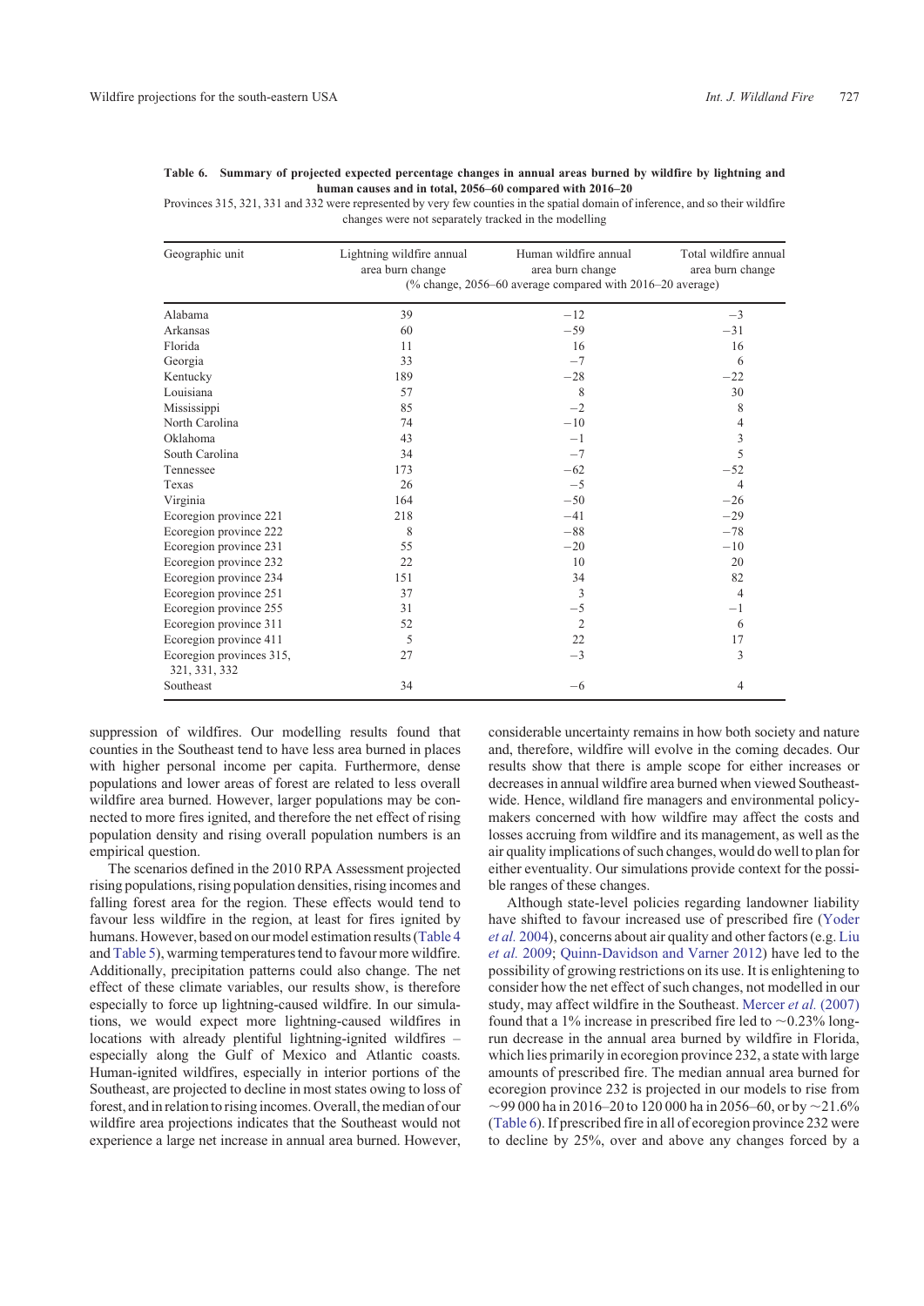**Table 6. Summary of projected expected percentage changes in annual areas burned by wildfire by lightning and human causes and in total, 2056–60 compared with 2016–20**

Provinces 315, 321, 331 and 332 were represented by very few counties in the spatial domain of inference, and so their wildfire changes were not separately tracked in the modelling

| Geographic unit | Lightning wildfire annual area burn change | Human wildfire annual area burn change | Total wildfire annual area burn change |
|---|---|---|---|
| | (% change, 2056–60 average compared with 2016–20 average) | | |
| Alabama | 39 | −12 | −3 |
| Arkansas | 60 | −59 | −31 |
| Florida | 11 | 16 | 16 |
| Georgia | 33 | −7 | 6 |
| Kentucky | 189 | −28 | −22 |
| Louisiana | 57 | 8 | 30 |
| Mississippi | 85 | −2 | 8 |
| North Carolina | 74 | −10 | 4 |
| Oklahoma | 43 | −1 | 3 |
| South Carolina | 34 | −7 | 5 |
| Tennessee | 173 | −62 | −52 |
| Texas | 26 | −5 | 4 |
| Virginia | 164 | −50 | −26 |
| Ecoregion province 221 | 218 | −41 | −29 |
| Ecoregion province 222 | 8 | −88 | −78 |
| Ecoregion province 231 | 55 | −20 | −10 |
| Ecoregion province 232 | 22 | 10 | 20 |
| Ecoregion province 234 | 151 | 34 | 82 |
| Ecoregion province 251 | 37 | 3 | 4 |
| Ecoregion province 255 | 31 | −5 | −1 |
| Ecoregion province 311 | 52 | 2 | 6 |
| Ecoregion province 411 | 5 | 22 | 17 |
| Ecoregion provinces 315, 321, 331, 332 | 27 | −3 | 3 |
| Southeast | 34 | −6 | 4 |

suppression of wildfires. Our modelling results found that counties in the Southeast tend to have less area burned in places with higher personal income per capita. Furthermore, dense populations and lower areas of forest are related to less overall wildfire area burned. However, larger populations may be connected to more fires ignited, and therefore the net effect of rising population density and rising overall population numbers is an empirical question.

The scenarios defined in the 2010 RPA Assessment projected rising populations, rising population densities, rising incomes and falling forest area for the region. These effects would tend to favour less wildfire in the region, at least for fires ignited by humans. However, based on our model estimation results (Table 4 and Table 5), warming temperatures tend to favour more wildfire. Additionally, precipitation patterns could also change. The net effect of these climate variables, our results show, is therefore especially to force up lightning-caused wildfire. In our simulations, we would expect more lightning-caused wildfires in locations with already plentiful lightning-ignited wildfires – especially along the Gulf of Mexico and Atlantic coasts. Human-ignited wildfires, especially in interior portions of the Southeast, are projected to decline in most states owing to loss of forest, and in relation to rising incomes. Overall, the median of our wildfire area projections indicates that the Southeast would not experience a large net increase in annual area burned. However, considerable uncertainty remains in how both society and nature and, therefore, wildfire will evolve in the coming decades. Our results show that there is ample scope for either increases or decreases in annual wildfire area burned when viewed Southeast-wide. Hence, wildland fire managers and environmental policy-makers concerned with how wildfire may affect the costs and losses accruing from wildfire and its management, as well as the air quality implications of such changes, would do well to plan for either eventuality. Our simulations provide context for the possible ranges of these changes.

Although state-level policies regarding landowner liability have shifted to favour increased use of prescribed fire (Yoder *et al.* 2004), concerns about air quality and other factors (e.g. Liu *et al.* 2009; Quinn-Davidson and Varner 2012) have led to the possibility of growing restrictions on its use. It is enlightening to consider how the net effect of such changes, not modelled in our study, may affect wildfire in the Southeast. Mercer *et al.* (2007) found that a 1% increase in prescribed fire led to ~0.23% long-run decrease in the annual area burned by wildfire in Florida, which lies primarily in ecoregion province 232, a state with large amounts of prescribed fire. The median annual area burned for ecoregion province 232 is projected in our models to rise from ~99 000 ha in 2016–20 to 120 000 ha in 2056–60, or by ~21.6% (Table 6). If prescribed fire in all of ecoregion province 232 were to decline by 25%, over and above any changes forced by a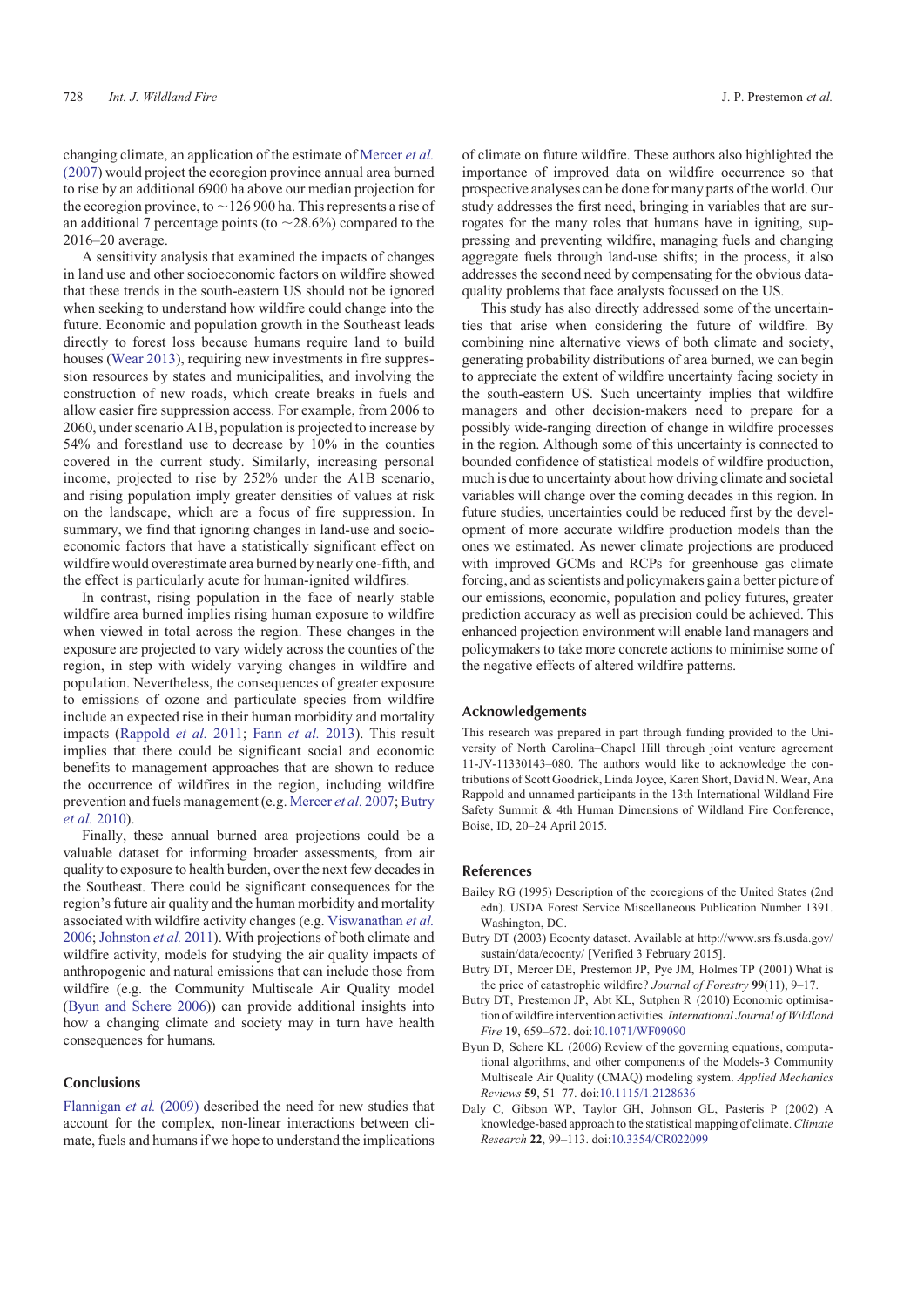changing climate, an application of the estimate of Mercer *et al.* (2007) would project the ecoregion province annual area burned to rise by an additional 6900 ha above our median projection for the ecoregion province, to ~126 900 ha. This represents a rise of an additional 7 percentage points (to ~28.6%) compared to the 2016–20 average.

A sensitivity analysis that examined the impacts of changes in land use and other socioeconomic factors on wildfire showed that these trends in the south-eastern US should not be ignored when seeking to understand how wildfire could change into the future. Economic and population growth in the Southeast leads directly to forest loss because humans require land to build houses (Wear 2013), requiring new investments in fire suppression resources by states and municipalities, and involving the construction of new roads, which create breaks in fuels and allow easier fire suppression access. For example, from 2006 to 2060, under scenario A1B, population is projected to increase by 54% and forestland use to decrease by 10% in the counties covered in the current study. Similarly, increasing personal income, projected to rise by 252% under the A1B scenario, and rising population imply greater densities of values at risk on the landscape, which are a focus of fire suppression. In summary, we find that ignoring changes in land-use and socioeconomic factors that have a statistically significant effect on wildfire would overestimate area burned by nearly one-fifth, and the effect is particularly acute for human-ignited wildfires.

In contrast, rising population in the face of nearly stable wildfire area burned implies rising human exposure to wildfire when viewed in total across the region. These changes in the exposure are projected to vary widely across the counties of the region, in step with widely varying changes in wildfire and population. Nevertheless, the consequences of greater exposure to emissions of ozone and particulate species from wildfire include an expected rise in their human morbidity and mortality impacts (Rappold *et al.* 2011; Fann *et al.* 2013). This result implies that there could be significant social and economic benefits to management approaches that are shown to reduce the occurrence of wildfires in the region, including wildfire prevention and fuels management (e.g. Mercer *et al.* 2007; Butry *et al.* 2010).

Finally, these annual burned area projections could be a valuable dataset for informing broader assessments, from air quality to exposure to health burden, over the next few decades in the Southeast. There could be significant consequences for the region's future air quality and the human morbidity and mortality associated with wildfire activity changes (e.g. Viswanathan *et al.* 2006; Johnston *et al.* 2011). With projections of both climate and wildfire activity, models for studying the air quality impacts of anthropogenic and natural emissions that can include those from wildfire (e.g. the Community Multiscale Air Quality model (Byun and Schere 2006)) can provide additional insights into how a changing climate and society may in turn have health consequences for humans.

## Conclusions

Flannigan *et al.* (2009) described the need for new studies that account for the complex, non-linear interactions between climate, fuels and humans if we hope to understand the implications of climate on future wildfire. These authors also highlighted the importance of improved data on wildfire occurrence so that prospective analyses can be done for many parts of the world. Our study addresses the first need, bringing in variables that are surrogates for the many roles that humans have in igniting, suppressing and preventing wildfire, managing fuels and changing aggregate fuels through land-use shifts; in the process, it also addresses the second need by compensating for the obvious data-quality problems that face analysts focussed on the US.

This study has also directly addressed some of the uncertainties that arise when considering the future of wildfire. By combining nine alternative views of both climate and society, generating probability distributions of area burned, we can begin to appreciate the extent of wildfire uncertainty facing society in the south-eastern US. Such uncertainty implies that wildfire managers and other decision-makers need to prepare for a possibly wide-ranging direction of change in wildfire processes in the region. Although some of this uncertainty is connected to bounded confidence of statistical models of wildfire production, much is due to uncertainty about how driving climate and societal variables will change over the coming decades in this region. In future studies, uncertainties could be reduced first by the development of more accurate wildfire production models than the ones we estimated. As newer climate projections are produced with improved GCMs and RCPs for greenhouse gas climate forcing, and as scientists and policymakers gain a better picture of our emissions, economic, population and policy futures, greater prediction accuracy as well as precision could be achieved. This enhanced projection environment will enable land managers and policymakers to take more concrete actions to minimise some of the negative effects of altered wildfire patterns.

## Acknowledgements

This research was prepared in part through funding provided to the University of North Carolina–Chapel Hill through joint venture agreement 11-JV-11330143–080. The authors would like to acknowledge the contributions of Scott Goodrick, Linda Joyce, Karen Short, David N. Wear, Ana Rappold and unnamed participants in the 13th International Wildland Fire Safety Summit & 4th Human Dimensions of Wildland Fire Conference, Boise, ID, 20–24 April 2015.

## References

Bailey RG (1995) Description of the ecoregions of the United States (2nd edn). USDA Forest Service Miscellaneous Publication Number 1391. Washington, DC.

Butry DT (2003) Ecocnty dataset. Available at http://www.srs.fs.usda.gov/sustain/data/ecocnty/ [Verified 3 February 2015].

Butry DT, Mercer DE, Prestemon JP, Pye JM, Holmes TP (2001) What is the price of catastrophic wildfire? *Journal of Forestry* **99**(11), 9–17.

Butry DT, Prestemon JP, Abt KL, Sutphen R (2010) Economic optimisation of wildfire intervention activities. *International Journal of Wildland Fire* **19**, 659–672. doi:10.1071/WF09090

Byun D, Schere KL (2006) Review of the governing equations, computational algorithms, and other components of the Models-3 Community Multiscale Air Quality (CMAQ) modeling system. *Applied Mechanics Reviews* **59**, 51–77. doi:10.1115/1.2128636

Daly C, Gibson WP, Taylor GH, Johnson GL, Pasteris P (2002) A knowledge-based approach to the statistical mapping of climate. *Climate Research* **22**, 99–113. doi:10.3354/CR022099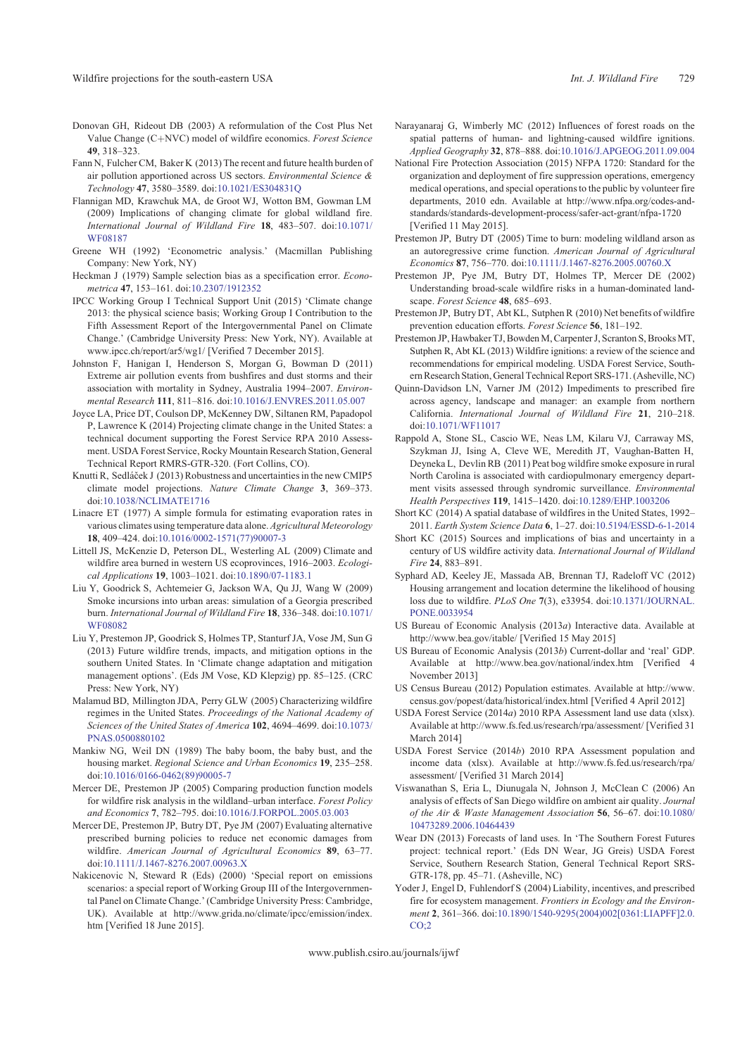Donovan GH, Rideout DB (2003) A reformulation of the Cost Plus Net Value Change (C+NVC) model of wildfire economics. *Forest Science* **49**, 318–323.

Fann N, Fulcher CM, Baker K (2013) The recent and future health burden of air pollution apportioned across US sectors. *Environmental Science & Technology* **47**, 3580–3589. doi:10.1021/ES304831Q

Flannigan MD, Krawchuk MA, de Groot WJ, Wotton BM, Gowman LM (2009) Implications of changing climate for global wildland fire. *International Journal of Wildland Fire* **18**, 483–507. doi:10.1071/WF08187

Greene WH (1992) 'Econometric analysis.' (Macmillan Publishing Company: New York, NY)

Heckman J (1979) Sample selection bias as a specification error. *Econometrica* **47**, 153–161. doi:10.2307/1912352

IPCC Working Group I Technical Support Unit (2015) 'Climate change 2013: the physical science basis; Working Group I Contribution to the Fifth Assessment Report of the Intergovernmental Panel on Climate Change.' (Cambridge University Press: New York, NY). Available at www.ipcc.ch/report/ar5/wg1/ [Verified 7 December 2015].

Johnston F, Hanigan I, Henderson S, Morgan G, Bowman D (2011) Extreme air pollution events from bushfires and dust storms and their association with mortality in Sydney, Australia 1994–2007. *Environmental Research* **111**, 811–816. doi:10.1016/J.ENVRES.2011.05.007

Joyce LA, Price DT, Coulson DP, McKenney DW, Siltanen RM, Papadopol P, Lawrence K (2014) Projecting climate change in the United States: a technical document supporting the Forest Service RPA 2010 Assessment. USDA Forest Service, Rocky Mountain Research Station, General Technical Report RMRS-GTR-320. (Fort Collins, CO).

Knutti R, Sedláček J (2013) Robustness and uncertainties in the new CMIP5 climate model projections. *Nature Climate Change* **3**, 369–373. doi:10.1038/NCLIMATE1716

Linacre ET (1977) A simple formula for estimating evaporation rates in various climates using temperature data alone. *Agricultural Meteorology* **18**, 409–424. doi:10.1016/0002-1571(77)90007-3

Littell JS, McKenzie D, Peterson DL, Westerling AL (2009) Climate and wildfire area burned in western US ecoprovinces, 1916–2003. *Ecological Applications* **19**, 1003–1021. doi:10.1890/07-1183.1

Liu Y, Goodrick S, Achtemeier G, Jackson WA, Qu JJ, Wang W (2009) Smoke incursions into urban areas: simulation of a Georgia prescribed burn. *International Journal of Wildland Fire* **18**, 336–348. doi:10.1071/WF08082

Liu Y, Prestemon JP, Goodrick S, Holmes TP, Stanturf JA, Vose JM, Sun G (2013) Future wildfire trends, impacts, and mitigation options in the southern United States. In 'Climate change adaptation and mitigation management options'. (Eds JM Vose, KD Klepzig) pp. 85–125. (CRC Press: New York, NY)

Malamud BD, Millington JDA, Perry GLW (2005) Characterizing wildfire regimes in the United States. *Proceedings of the National Academy of Sciences of the United States of America* **102**, 4694–4699. doi:10.1073/PNAS.0500880102

Mankiw NG, Weil DN (1989) The baby boom, the baby bust, and the housing market. *Regional Science and Urban Economics* **19**, 235–258. doi:10.1016/0166-0462(89)90005-7

Mercer DE, Prestemon JP (2005) Comparing production function models for wildfire risk analysis in the wildland–urban interface. *Forest Policy and Economics* **7**, 782–795. doi:10.1016/J.FORPOL.2005.03.003

Mercer DE, Prestemon JP, Butry DT, Pye JM (2007) Evaluating alternative prescribed burning policies to reduce net economic damages from wildfire. *American Journal of Agricultural Economics* **89**, 63–77. doi:10.1111/J.1467-8276.2007.00963.X

Nakicenovic N, Steward R (Eds) (2000) 'Special report on emissions scenarios: a special report of Working Group III of the Intergovernmental Panel on Climate Change.' (Cambridge University Press: Cambridge, UK). Available at http://www.grida.no/climate/ipcc/emission/index.htm [Verified 18 June 2015].

Narayanaraj G, Wimberly MC (2012) Influences of forest roads on the spatial patterns of human- and lightning-caused wildfire ignitions. *Applied Geography* **32**, 878–888. doi:10.1016/J.APGEOG.2011.09.004

National Fire Protection Association (2015) NFPA 1720: Standard for the organization and deployment of fire suppression operations, emergency medical operations, and special operations to the public by volunteer fire departments, 2010 edn. Available at http://www.nfpa.org/codes-and-standards/standards-development-process/safer-act-grant/nfpa-1720 [Verified 11 May 2015].

Prestemon JP, Butry DT (2005) Time to burn: modeling wildland arson as an autoregressive crime function. *American Journal of Agricultural Economics* **87**, 756–770. doi:10.1111/J.1467-8276.2005.00760.X

Prestemon JP, Pye JM, Butry DT, Holmes TP, Mercer DE (2002) Understanding broad-scale wildfire risks in a human-dominated landscape. *Forest Science* **48**, 685–693.

Prestemon JP, Butry DT, Abt KL, Sutphen R (2010) Net benefits of wildfire prevention education efforts. *Forest Science* **56**, 181–192.

Prestemon JP, Hawbaker TJ, Bowden M, Carpenter J, Scranton S, Brooks MT, Sutphen R, Abt KL (2013) Wildfire ignitions: a review of the science and recommendations for empirical modeling. USDA Forest Service, Southern Research Station, General Technical Report SRS-171. (Asheville, NC)

Quinn-Davidson LN, Varner JM (2012) Impediments to prescribed fire across agency, landscape and manager: an example from northern California. *International Journal of Wildland Fire* **21**, 210–218. doi:10.1071/WF11017

Rappold A, Stone SL, Cascio WE, Neas LM, Kilaru VJ, Carraway MS, Szykman JJ, Ising A, Cleve WE, Meredith JT, Vaughan-Batten H, Deyneka L, Devlin RB (2011) Peat bog wildfire smoke exposure in rural North Carolina is associated with cardiopulmonary emergency department visits assessed through syndromic surveillance. *Environmental Health Perspectives* **119**, 1415–1420. doi:10.1289/EHP.1003206

Short KC (2014) A spatial database of wildfires in the United States, 1992–2011. *Earth System Science Data* **6**, 1–27. doi:10.5194/ESSD-6-1-2014

Short KC (2015) Sources and implications of bias and uncertainty in a century of US wildfire activity data. *International Journal of Wildland Fire* **24**, 883–891.

Syphard AD, Keeley JE, Massada AB, Brennan TJ, Radeloff VC (2012) Housing arrangement and location determine the likelihood of housing loss due to wildfire. *PLoS One* **7**(3), e33954. doi:10.1371/JOURNAL.PONE.0033954

US Bureau of Economic Analysis (2013*a*) Interactive data. Available at http://www.bea.gov/itable/ [Verified 15 May 2015]

US Bureau of Economic Analysis (2013*b*) Current-dollar and 'real' GDP. Available at http://www.bea.gov/national/index.htm [Verified 4 November 2013]

US Census Bureau (2012) Population estimates. Available at http://www.census.gov/popest/data/historical/index.html [Verified 4 April 2012]

USDA Forest Service (2014*a*) 2010 RPA Assessment land use data (xlsx). Available at http://www.fs.fed.us/research/rpa/assessment/ [Verified 31 March 2014]

USDA Forest Service (2014*b*) 2010 RPA Assessment population and income data (xlsx). Available at http://www.fs.fed.us/research/rpa/assessment/ [Verified 31 March 2014]

Viswanathan S, Eria L, Diunugala N, Johnson J, McClean C (2006) An analysis of effects of San Diego wildfire on ambient air quality. *Journal of the Air & Waste Management Association* **56**, 56–67. doi:10.1080/10473289.2006.10464439

Wear DN (2013) Forecasts of land uses. In 'The Southern Forest Futures project: technical report.' (Eds DN Wear, JG Greis) USDA Forest Service, Southern Research Station, General Technical Report SRS-GTR-178, pp. 45–71. (Asheville, NC)

Yoder J, Engel D, Fuhlendorf S (2004) Liability, incentives, and prescribed fire for ecosystem management. *Frontiers in Ecology and the Environment* **2**, 361–366. doi:10.1890/1540-9295(2004)002[0361:LIAPFF]2.0.CO;2